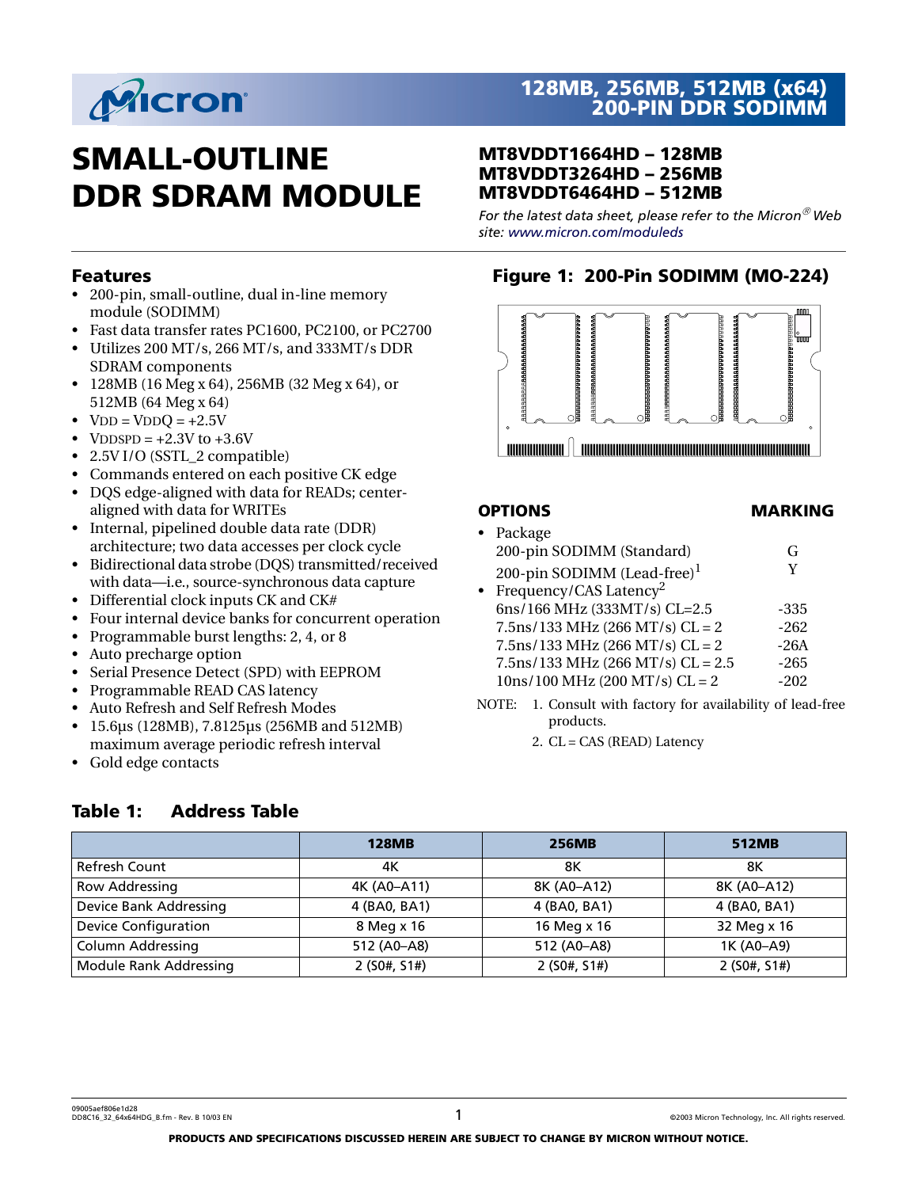# SMALL-OUTLINE DDR SDRAM MODULE

**128MB, 256MB, 512MB (x64) 200-PIN DDR SODIMM**

**MT8VDDT1664HD – 128MB**
**MT8VDDT3264HD – 256MB**
**MT8VDDT6464HD – 512MB**

*For the latest data sheet, please refer to the Micron® Web site: www.micron.com/moduleds*

## Features

- 200-pin, small-outline, dual in-line memory module (SODIMM)
- Fast data transfer rates PC1600, PC2100, or PC2700
- Utilizes 200 MT/s, 266 MT/s, and 333MT/s DDR SDRAM components
- 128MB (16 Meg x 64), 256MB (32 Meg x 64), or 512MB (64 Meg x 64)
- $V_{DD} = V_{DDQ} = +2.5V$
- $V_{DDSPD} = +2.3V$ to $+3.6V$
- 2.5V I/O (SSTL_2 compatible)
- Commands entered on each positive CK edge
- DQS edge-aligned with data for READs; center-aligned with data for WRITEs
- Internal, pipelined double data rate (DDR) architecture; two data accesses per clock cycle
- Bidirectional data strobe (DQS) transmitted/received with data—i.e., source-synchronous data capture
- Differential clock inputs CK and CK#
- Four internal device banks for concurrent operation
- Programmable burst lengths: 2, 4, or 8
- Auto precharge option
- Serial Presence Detect (SPD) with EEPROM
- Programmable READ CAS latency
- Auto Refresh and Self Refresh Modes
- 15.6µs (128MB), 7.8125µs (256MB and 512MB) maximum average periodic refresh interval
- Gold edge contacts

## Figure 1: 200-Pin SODIMM (MO-224)

## OPTIONS

| OPTIONS | MARKING |
|---|---|
| • Package | |
| 200-pin SODIMM (Standard) | G |
| 200-pin SODIMM (Lead-free)[1] | Y |
| • Frequency/CAS Latency[2] | |
| 6ns/166 MHz (333MT/s) CL=2.5 | -335 |
| 7.5ns/133 MHz (266 MT/s) CL = 2 | -262 |
| 7.5ns/133 MHz (266 MT/s) CL = 2 | -26A |
| 7.5ns/133 MHz (266 MT/s) CL = 2.5 | -265 |
| 10ns/100 MHz (200 MT/s) CL = 2 | -202 |

NOTE:
1. Consult with factory for availability of lead-free products.
2. CL = CAS (READ) Latency

## Table 1: Address Table

| | 128MB | 256MB | 512MB |
|---|---|---|---|
| Refresh Count | 4K | 8K | 8K |
| Row Addressing | 4K (A0–A11) | 8K (A0–A12) | 8K (A0–A12) |
| Device Bank Addressing | 4 (BA0, BA1) | 4 (BA0, BA1) | 4 (BA0, BA1) |
| Device Configuration | 8 Meg x 16 | 16 Meg x 16 | 32 Meg x 16 |
| Column Addressing | 512 (A0–A8) | 512 (A0–A8) | 1K (A0–A9) |
| Module Rank Addressing | 2 (S0#, S1#) | 2 (S0#, S1#) | 2 (S0#, S1#) |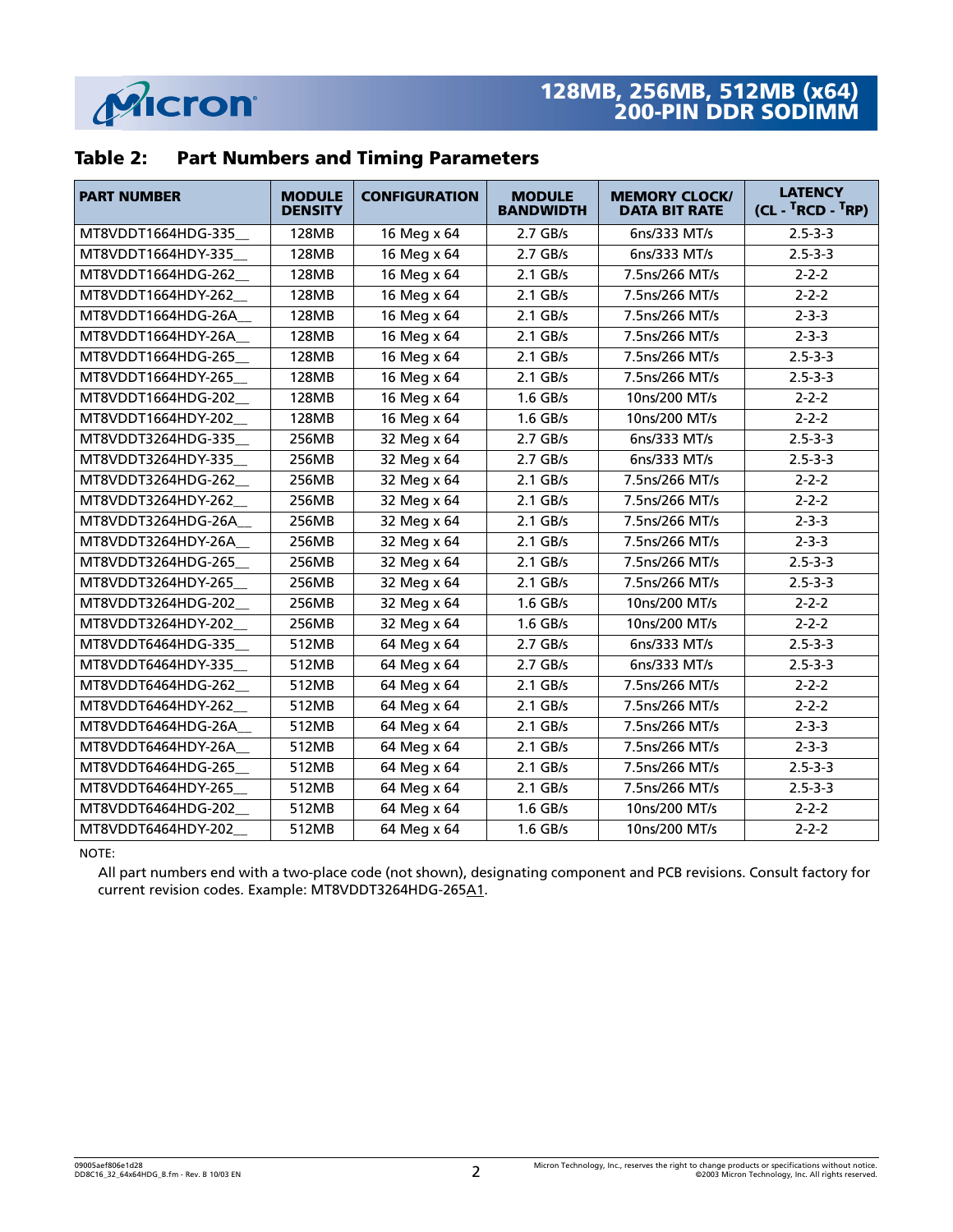## Table 2: Part Numbers and Timing Parameters

| PART NUMBER | MODULE DENSITY | CONFIGURATION | MODULE BANDWIDTH | MEMORY CLOCK/ DATA BIT RATE | LATENCY (CL - $^{T}$RCD - $^{T}$RP) |
|---|---|---|---|---|---|
| MT8VDDT1664HDG-335__ | 128MB | 16 Meg x 64 | 2.7 GB/s | 6ns/333 MT/s | 2.5-3-3 |
| MT8VDDT1664HDY-335__ | 128MB | 16 Meg x 64 | 2.7 GB/s | 6ns/333 MT/s | 2.5-3-3 |
| MT8VDDT1664HDG-262__ | 128MB | 16 Meg x 64 | 2.1 GB/s | 7.5ns/266 MT/s | 2-2-2 |
| MT8VDDT1664HDY-262__ | 128MB | 16 Meg x 64 | 2.1 GB/s | 7.5ns/266 MT/s | 2-2-2 |
| MT8VDDT1664HDG-26A__ | 128MB | 16 Meg x 64 | 2.1 GB/s | 7.5ns/266 MT/s | 2-3-3 |
| MT8VDDT1664HDY-26A__ | 128MB | 16 Meg x 64 | 2.1 GB/s | 7.5ns/266 MT/s | 2-3-3 |
| MT8VDDT1664HDG-265__ | 128MB | 16 Meg x 64 | 2.1 GB/s | 7.5ns/266 MT/s | 2.5-3-3 |
| MT8VDDT1664HDY-265__ | 128MB | 16 Meg x 64 | 2.1 GB/s | 7.5ns/266 MT/s | 2.5-3-3 |
| MT8VDDT1664HDG-202__ | 128MB | 16 Meg x 64 | 1.6 GB/s | 10ns/200 MT/s | 2-2-2 |
| MT8VDDT1664HDY-202__ | 128MB | 16 Meg x 64 | 1.6 GB/s | 10ns/200 MT/s | 2-2-2 |
| MT8VDDT3264HDG-335__ | 256MB | 32 Meg x 64 | 2.7 GB/s | 6ns/333 MT/s | 2.5-3-3 |
| MT8VDDT3264HDY-335__ | 256MB | 32 Meg x 64 | 2.7 GB/s | 6ns/333 MT/s | 2.5-3-3 |
| MT8VDDT3264HDG-262__ | 256MB | 32 Meg x 64 | 2.1 GB/s | 7.5ns/266 MT/s | 2-2-2 |
| MT8VDDT3264HDY-262__ | 256MB | 32 Meg x 64 | 2.1 GB/s | 7.5ns/266 MT/s | 2-2-2 |
| MT8VDDT3264HDG-26A__ | 256MB | 32 Meg x 64 | 2.1 GB/s | 7.5ns/266 MT/s | 2-3-3 |
| MT8VDDT3264HDY-26A__ | 256MB | 32 Meg x 64 | 2.1 GB/s | 7.5ns/266 MT/s | 2-3-3 |
| MT8VDDT3264HDG-265__ | 256MB | 32 Meg x 64 | 2.1 GB/s | 7.5ns/266 MT/s | 2.5-3-3 |
| MT8VDDT3264HDY-265__ | 256MB | 32 Meg x 64 | 2.1 GB/s | 7.5ns/266 MT/s | 2.5-3-3 |
| MT8VDDT3264HDG-202__ | 256MB | 32 Meg x 64 | 1.6 GB/s | 10ns/200 MT/s | 2-2-2 |
| MT8VDDT3264HDY-202__ | 256MB | 32 Meg x 64 | 1.6 GB/s | 10ns/200 MT/s | 2-2-2 |
| MT8VDDT6464HDG-335__ | 512MB | 64 Meg x 64 | 2.7 GB/s | 6ns/333 MT/s | 2.5-3-3 |
| MT8VDDT6464HDY-335__ | 512MB | 64 Meg x 64 | 2.7 GB/s | 6ns/333 MT/s | 2.5-3-3 |
| MT8VDDT6464HDG-262__ | 512MB | 64 Meg x 64 | 2.1 GB/s | 7.5ns/266 MT/s | 2-2-2 |
| MT8VDDT6464HDY-262__ | 512MB | 64 Meg x 64 | 2.1 GB/s | 7.5ns/266 MT/s | 2-2-2 |
| MT8VDDT6464HDG-26A__ | 512MB | 64 Meg x 64 | 2.1 GB/s | 7.5ns/266 MT/s | 2-3-3 |
| MT8VDDT6464HDY-26A__ | 512MB | 64 Meg x 64 | 2.1 GB/s | 7.5ns/266 MT/s | 2-3-3 |
| MT8VDDT6464HDG-265__ | 512MB | 64 Meg x 64 | 2.1 GB/s | 7.5ns/266 MT/s | 2.5-3-3 |
| MT8VDDT6464HDY-265__ | 512MB | 64 Meg x 64 | 2.1 GB/s | 7.5ns/266 MT/s | 2.5-3-3 |
| MT8VDDT6464HDG-202__ | 512MB | 64 Meg x 64 | 1.6 GB/s | 10ns/200 MT/s | 2-2-2 |
| MT8VDDT6464HDY-202__ | 512MB | 64 Meg x 64 | 1.6 GB/s | 10ns/200 MT/s | 2-2-2 |

NOTE:

All part numbers end with a two-place code (not shown), designating component and PCB revisions. Consult factory for current revision codes. Example: MT8VDDT3264HDG-265A1.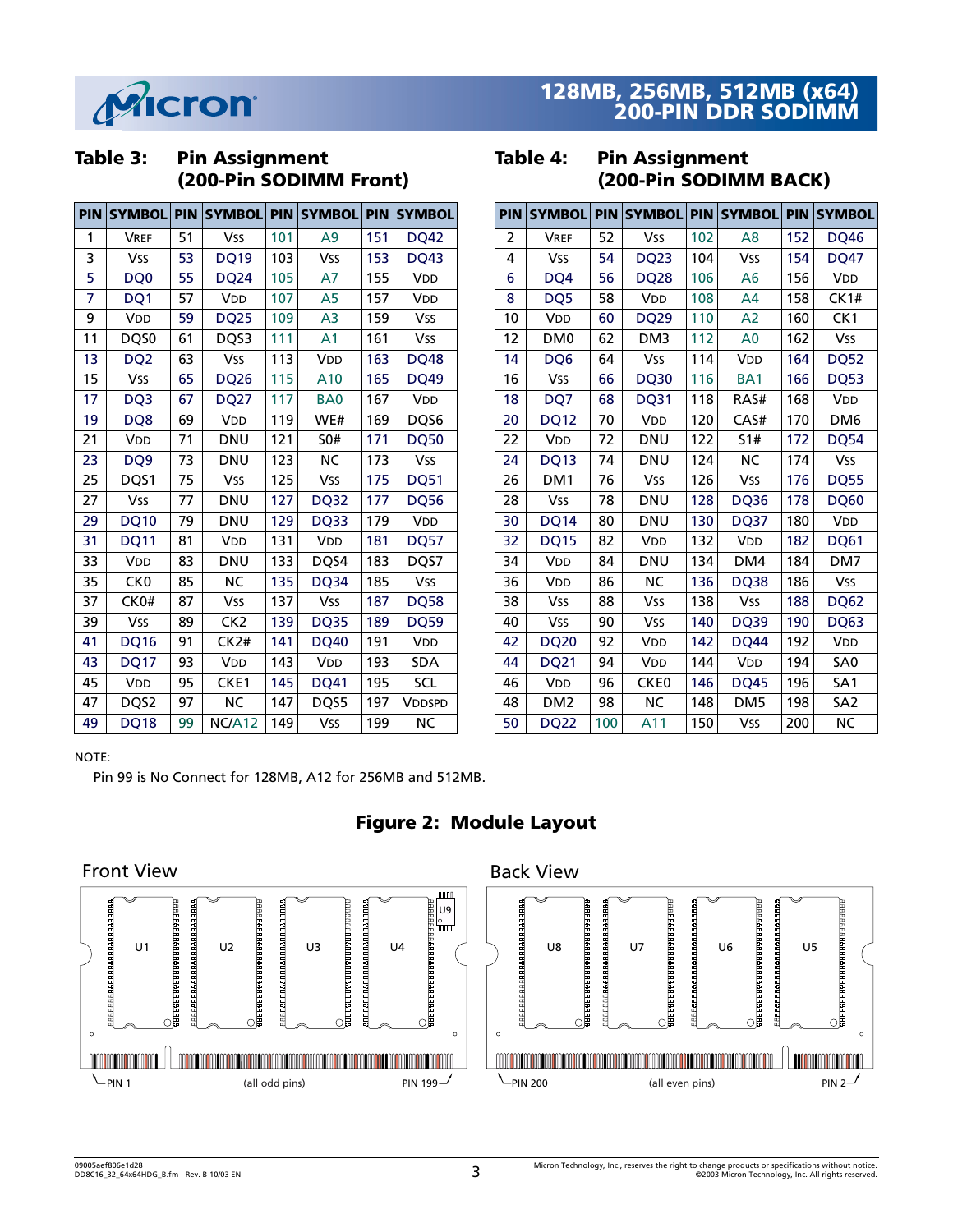## Table 3: Pin Assignment (200-Pin SODIMM Front)

| PIN | SYMBOL | PIN | SYMBOL | PIN | SYMBOL | PIN | SYMBOL |
|---|---|---|---|---|---|---|---|
| 1 | VREF | 51 | VSS | 101 | A9 | 151 | DQ42 |
| 3 | VSS | 53 | DQ19 | 103 | VSS | 153 | DQ43 |
| 5 | DQ0 | 55 | DQ24 | 105 | A7 | 155 | VDD |
| 7 | DQ1 | 57 | VDD | 107 | A5 | 157 | VDD |
| 9 | VDD | 59 | DQ25 | 109 | A3 | 159 | VSS |
| 11 | DQS0 | 61 | DQS3 | 111 | A1 | 161 | VSS |
| 13 | DQ2 | 63 | VSS | 113 | VDD | 163 | DQ48 |
| 15 | VSS | 65 | DQ26 | 115 | A10 | 165 | DQ49 |
| 17 | DQ3 | 67 | DQ27 | 117 | BA0 | 167 | VDD |
| 19 | DQ8 | 69 | VDD | 119 | WE# | 169 | DQS6 |
| 21 | VDD | 71 | DNU | 121 | S0# | 171 | DQ50 |
| 23 | DQ9 | 73 | DNU | 123 | NC | 173 | VSS |
| 25 | DQS1 | 75 | VSS | 125 | VSS | 175 | DQ51 |
| 27 | VSS | 77 | DNU | 127 | DQ32 | 177 | DQ56 |
| 29 | DQ10 | 79 | DNU | 129 | DQ33 | 179 | VDD |
| 31 | DQ11 | 81 | VDD | 131 | VDD | 181 | DQ57 |
| 33 | VDD | 83 | DNU | 133 | DQS4 | 183 | DQS7 |
| 35 | CK0 | 85 | NC | 135 | DQ34 | 185 | VSS |
| 37 | CK0# | 87 | VSS | 137 | VSS | 187 | DQ58 |
| 39 | VSS | 89 | CK2 | 139 | DQ35 | 189 | DQ59 |
| 41 | DQ16 | 91 | CK2# | 141 | DQ40 | 191 | VDD |
| 43 | DQ17 | 93 | VDD | 143 | VDD | 193 | SDA |
| 45 | VDD | 95 | CKE1 | 145 | DQ41 | 195 | SCL |
| 47 | DQS2 | 97 | NC | 147 | DQS5 | 197 | VDDSPD |
| 49 | DQ18 | 99 | NC/A12 | 149 | VSS | 199 | NC |

## Table 4: Pin Assignment (200-Pin SODIMM BACK)

| PIN | SYMBOL | PIN | SYMBOL | PIN | SYMBOL | PIN | SYMBOL |
|---|---|---|---|---|---|---|---|
| 2 | VREF | 52 | VSS | 102 | A8 | 152 | DQ46 |
| 4 | VSS | 54 | DQ23 | 104 | VSS | 154 | DQ47 |
| 6 | DQ4 | 56 | DQ28 | 106 | A6 | 156 | VDD |
| 8 | DQ5 | 58 | VDD | 108 | A4 | 158 | CK1# |
| 10 | VDD | 60 | DQ29 | 110 | A2 | 160 | CK1 |
| 12 | DM0 | 62 | DM3 | 112 | A0 | 162 | VSS |
| 14 | DQ6 | 64 | VSS | 114 | VDD | 164 | DQ52 |
| 16 | VSS | 66 | DQ30 | 116 | BA1 | 166 | DQ53 |
| 18 | DQ7 | 68 | DQ31 | 118 | RAS# | 168 | VDD |
| 20 | DQ12 | 70 | VDD | 120 | CAS# | 170 | DM6 |
| 22 | VDD | 72 | DNU | 122 | S1# | 172 | DQ54 |
| 24 | DQ13 | 74 | DNU | 124 | NC | 174 | VSS |
| 26 | DM1 | 76 | VSS | 126 | VSS | 176 | DQ55 |
| 28 | VSS | 78 | DNU | 128 | DQ36 | 178 | DQ60 |
| 30 | DQ14 | 80 | DNU | 130 | DQ37 | 180 | VDD |
| 32 | DQ15 | 82 | VDD | 132 | VDD | 182 | DQ61 |
| 34 | VDD | 84 | DNU | 134 | DM4 | 184 | DM7 |
| 36 | VDD | 86 | NC | 136 | DQ38 | 186 | VSS |
| 38 | VSS | 88 | VSS | 138 | VSS | 188 | DQ62 |
| 40 | VSS | 90 | VSS | 140 | DQ39 | 190 | DQ63 |
| 42 | DQ20 | 92 | VDD | 142 | DQ44 | 192 | VDD |
| 44 | DQ21 | 94 | VDD | 144 | VDD | 194 | SA0 |
| 46 | VDD | 96 | CKE0 | 146 | DQ45 | 196 | SA1 |
| 48 | DM2 | 98 | NC | 148 | DM5 | 198 | SA2 |
| 50 | DQ22 | 100 | A11 | 150 | VSS | 200 | NC |

NOTE:

Pin 99 is No Connect for 128MB, A12 for 256MB and 512MB.

## Figure 2: Module Layout

Front View: U1, U2, U3, U4, U9 — PIN 1 (all odd pins) PIN 199

Back View: U8, U7, U6, U5 — PIN 200 (all even pins) PIN 2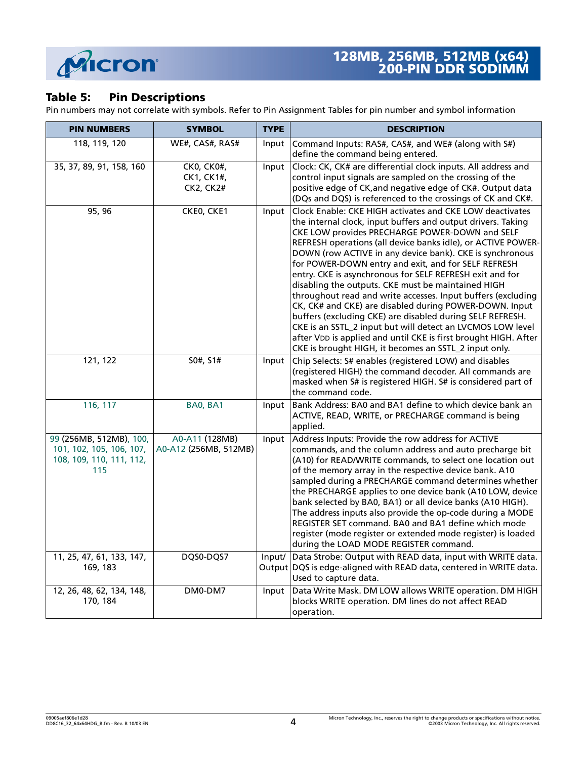## Table 5: Pin Descriptions

Pin numbers may not correlate with symbols. Refer to Pin Assignment Tables for pin number and symbol information

| PIN NUMBERS | SYMBOL | TYPE | DESCRIPTION |
|---|---|---|---|
| 118, 119, 120 | WE#, CAS#, RAS# | Input | Command Inputs: RAS#, CAS#, and WE# (along with S#) define the command being entered. |
| 35, 37, 89, 91, 158, 160 | CK0, CK0#, CK1, CK1#, CK2, CK2# | Input | Clock: CK, CK# are differential clock inputs. All address and control input signals are sampled on the crossing of the positive edge of CK,and negative edge of CK#. Output data (DQs and DQS) is referenced to the crossings of CK and CK#. |
| 95, 96 | CKE0, CKE1 | Input | Clock Enable: CKE HIGH activates and CKE LOW deactivates the internal clock, input buffers and output drivers. Taking CKE LOW provides PRECHARGE POWER-DOWN and SELF REFRESH operations (all device banks idle), or ACTIVE POWER-DOWN (row ACTIVE in any device bank). CKE is synchronous for POWER-DOWN entry and exit, and for SELF REFRESH entry. CKE is asynchronous for SELF REFRESH exit and for disabling the outputs. CKE must be maintained HIGH throughout read and write accesses. Input buffers (excluding CK, CK# and CKE) are disabled during POWER-DOWN. Input buffers (excluding CKE) are disabled during SELF REFRESH. CKE is an SSTL_2 input but will detect an LVCMOS LOW level after $V_{DD}$ is applied and until CKE is first brought HIGH. After CKE is brought HIGH, it becomes an SSTL_2 input only. |
| 121, 122 | S0#, S1# | Input | Chip Selects: S# enables (registered LOW) and disables (registered HIGH) the command decoder. All commands are masked when S# is registered HIGH. S# is considered part of the command code. |
| 116, 117 | BA0, BA1 | Input | Bank Address: BA0 and BA1 define to which device bank an ACTIVE, READ, WRITE, or PRECHARGE command is being applied. |
| 99 (256MB, 512MB), 100, 101, 102, 105, 106, 107, 108, 109, 110, 111, 112, 115 | A0-A11 (128MB) A0-A12 (256MB, 512MB) | Input | Address Inputs: Provide the row address for ACTIVE commands, and the column address and auto precharge bit (A10) for READ/WRITE commands, to select one location out of the memory array in the respective device bank. A10 sampled during a PRECHARGE command determines whether the PRECHARGE applies to one device bank (A10 LOW, device bank selected by BA0, BA1) or all device banks (A10 HIGH). The address inputs also provide the op-code during a MODE REGISTER SET command. BA0 and BA1 define which mode register (mode register or extended mode register) is loaded during the LOAD MODE REGISTER command. |
| 11, 25, 47, 61, 133, 147, 169, 183 | DQS0-DQS7 | Input/ Output | Data Strobe: Output with READ data, input with WRITE data. DQS is edge-aligned with READ data, centered in WRITE data. Used to capture data. |
| 12, 26, 48, 62, 134, 148, 170, 184 | DM0-DM7 | Input | Data Write Mask. DM LOW allows WRITE operation. DM HIGH blocks WRITE operation. DM lines do not affect READ operation. |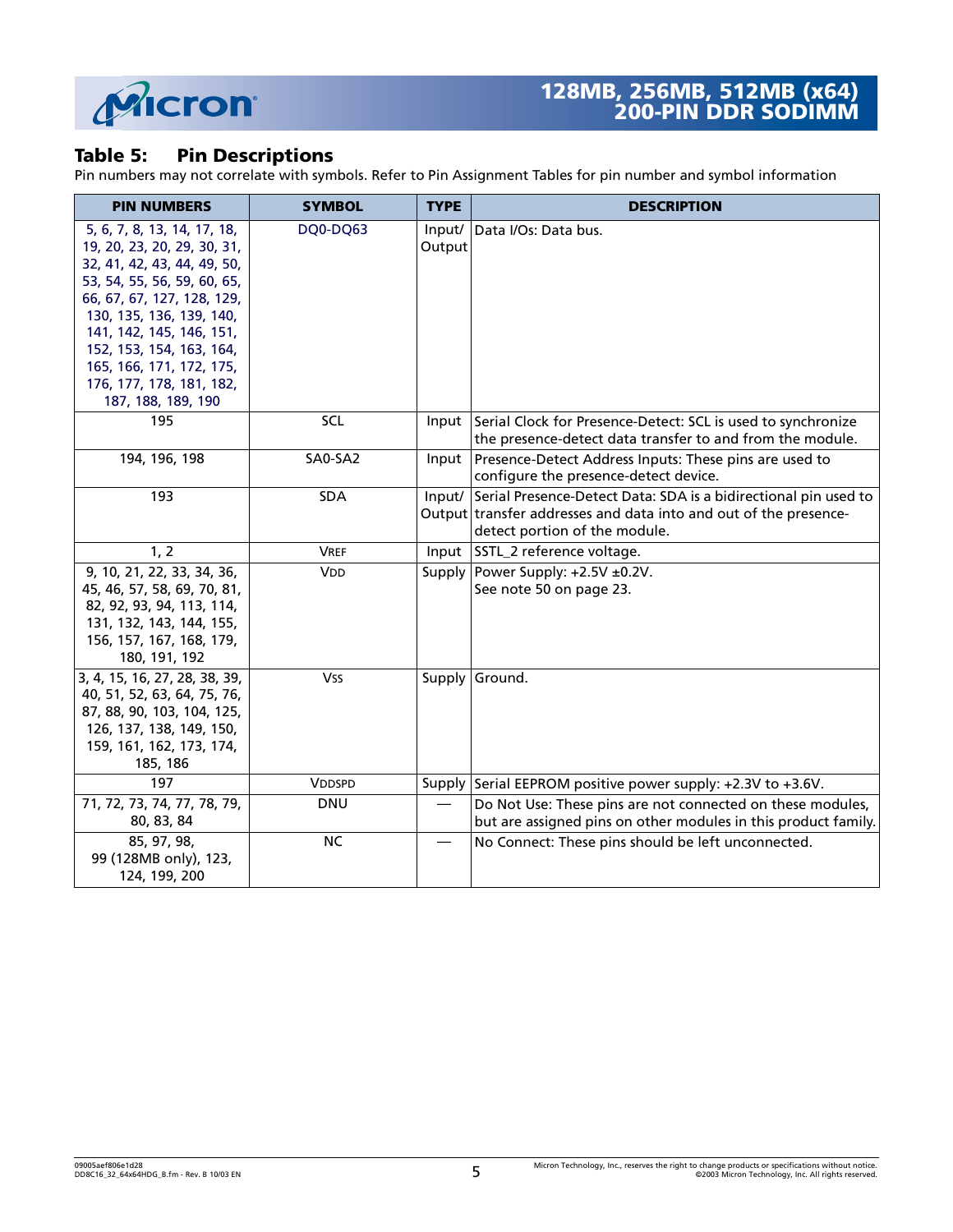## Table 5: Pin Descriptions

Pin numbers may not correlate with symbols. Refer to Pin Assignment Tables for pin number and symbol information

| PIN NUMBERS | SYMBOL | TYPE | DESCRIPTION |
|---|---|---|---|
| 5, 6, 7, 8, 13, 14, 17, 18, 19, 20, 23, 20, 29, 30, 31, 32, 41, 42, 43, 44, 49, 50, 53, 54, 55, 56, 59, 60, 65, 66, 67, 67, 127, 128, 129, 130, 135, 136, 139, 140, 141, 142, 145, 146, 151, 152, 153, 154, 163, 164, 165, 166, 171, 172, 175, 176, 177, 178, 181, 182, 187, 188, 189, 190 | DQ0-DQ63 | Input/ Output | Data I/Os: Data bus. |
| 195 | SCL | Input | Serial Clock for Presence-Detect: SCL is used to synchronize the presence-detect data transfer to and from the module. |
| 194, 196, 198 | SA0-SA2 | Input | Presence-Detect Address Inputs: These pins are used to configure the presence-detect device. |
| 193 | SDA | Input/ Output | Serial Presence-Detect Data: SDA is a bidirectional pin used to transfer addresses and data into and out of the presence-detect portion of the module. |
| 1, 2 | VREF | Input | SSTL_2 reference voltage. |
| 9, 10, 21, 22, 33, 34, 36, 45, 46, 57, 58, 69, 70, 81, 82, 92, 93, 94, 113, 114, 131, 132, 143, 144, 155, 156, 157, 167, 168, 179, 180, 191, 192 | VDD | Supply | Power Supply: +2.5V ±0.2V. See note 50 on page 23. |
| 3, 4, 15, 16, 27, 28, 38, 39, 40, 51, 52, 63, 64, 75, 76, 87, 88, 90, 103, 104, 125, 126, 137, 138, 149, 150, 159, 161, 162, 173, 174, 185, 186 | VSS | Supply | Ground. |
| 197 | VDDSPD | Supply | Serial EEPROM positive power supply: +2.3V to +3.6V. |
| 71, 72, 73, 74, 77, 78, 79, 80, 83, 84 | DNU | — | Do Not Use: These pins are not connected on these modules, but are assigned pins on other modules in this product family. |
| 85, 97, 98, 99 (128MB only), 123, 124, 199, 200 | NC | — | No Connect: These pins should be left unconnected. |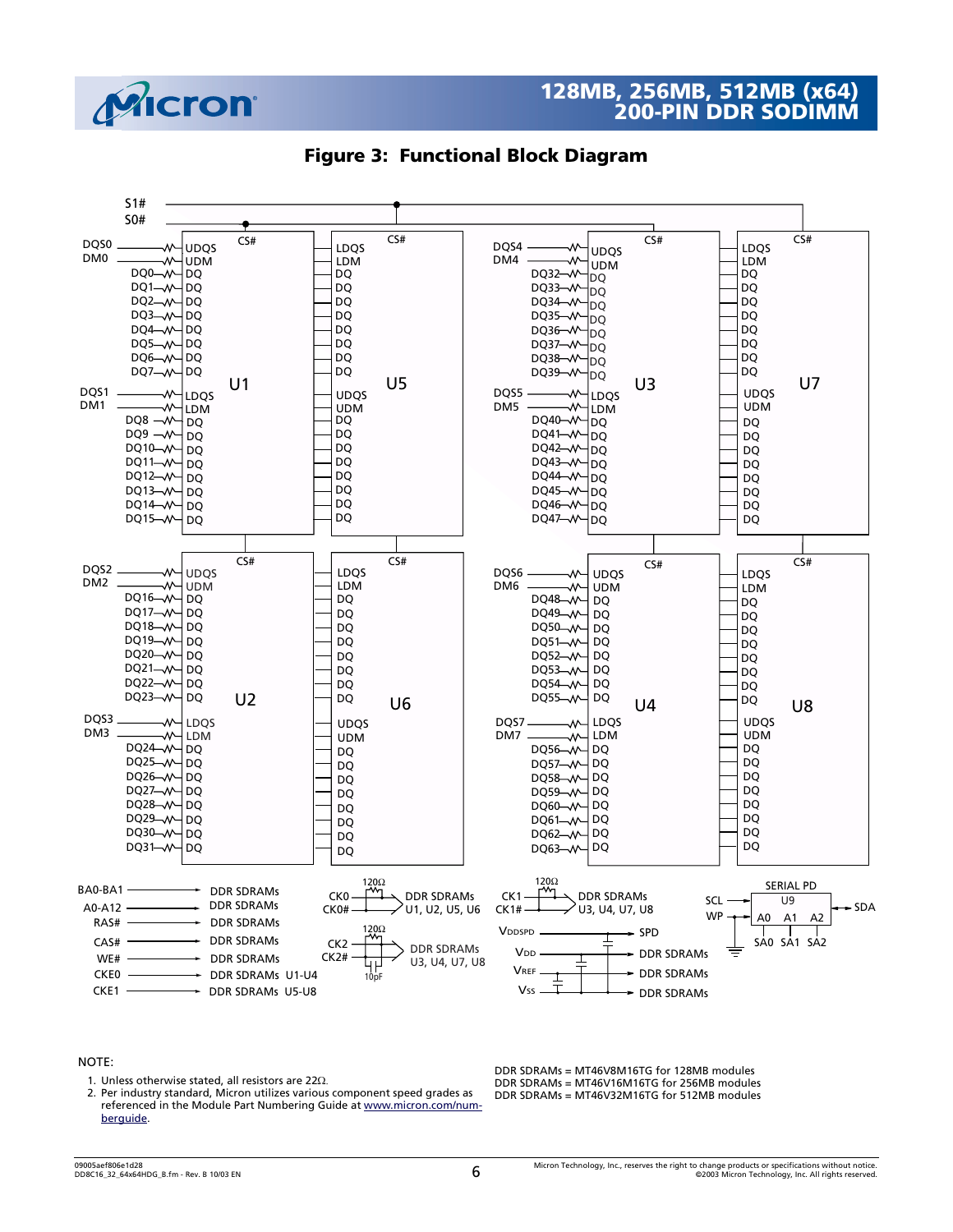## Figure 3: Functional Block Diagram

NOTE:

1. Unless otherwise stated, all resistors are 22Ω.
2. Per industry standard, Micron utilizes various component speed grades as referenced in the Module Part Numbering Guide at www.micron.com/numberguide.

DDR SDRAMs = MT46V8M16TG for 128MB modules
DDR SDRAMs = MT46V16M16TG for 256MB modules
DDR SDRAMs = MT46V32M16TG for 512MB modules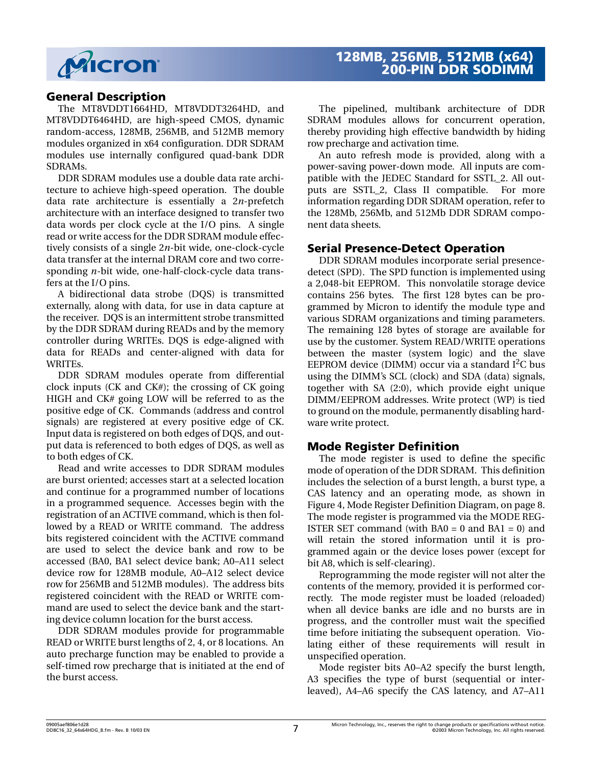## General Description

The MT8VDDT1664HD, MT8VDDT3264HD, and MT8VDDT6464HD, are high-speed CMOS, dynamic random-access, 128MB, 256MB, and 512MB memory modules organized in x64 configuration. DDR SDRAM modules use internally configured quad-bank DDR SDRAMs.

DDR SDRAM modules use a double data rate architecture to achieve high-speed operation. The double data rate architecture is essentially a $2n$-prefetch architecture with an interface designed to transfer two data words per clock cycle at the I/O pins. A single read or write access for the DDR SDRAM module effectively consists of a single $2n$-bit wide, one-clock-cycle data transfer at the internal DRAM core and two corresponding $n$-bit wide, one-half-clock-cycle data transfers at the I/O pins.

A bidirectional data strobe (DQS) is transmitted externally, along with data, for use in data capture at the receiver. DQS is an intermittent strobe transmitted by the DDR SDRAM during READs and by the memory controller during WRITEs. DQS is edge-aligned with data for READs and center-aligned with data for WRITEs.

DDR SDRAM modules operate from differential clock inputs (CK and CK#); the crossing of CK going HIGH and CK# going LOW will be referred to as the positive edge of CK. Commands (address and control signals) are registered at every positive edge of CK. Input data is registered on both edges of DQS, and output data is referenced to both edges of DQS, as well as to both edges of CK.

Read and write accesses to DDR SDRAM modules are burst oriented; accesses start at a selected location and continue for a programmed number of locations in a programmed sequence. Accesses begin with the registration of an ACTIVE command, which is then followed by a READ or WRITE command. The address bits registered coincident with the ACTIVE command are used to select the device bank and row to be accessed (BA0, BA1 select device bank; A0–A11 select device row for 128MB module, A0–A12 select device row for 256MB and 512MB modules). The address bits registered coincident with the READ or WRITE command are used to select the device bank and the starting device column location for the burst access.

DDR SDRAM modules provide for programmable READ or WRITE burst lengths of 2, 4, or 8 locations. An auto precharge function may be enabled to provide a self-timed row precharge that is initiated at the end of the burst access.

The pipelined, multibank architecture of DDR SDRAM modules allows for concurrent operation, thereby providing high effective bandwidth by hiding row precharge and activation time.

An auto refresh mode is provided, along with a power-saving power-down mode. All inputs are compatible with the JEDEC Standard for SSTL_2. All outputs are SSTL_2, Class II compatible. For more information regarding DDR SDRAM operation, refer to the 128Mb, 256Mb, and 512Mb DDR SDRAM component data sheets.

## Serial Presence-Detect Operation

DDR SDRAM modules incorporate serial presence-detect (SPD). The SPD function is implemented using a 2,048-bit EEPROM. This nonvolatile storage device contains 256 bytes. The first 128 bytes can be programmed by Micron to identify the module type and various SDRAM organizations and timing parameters. The remaining 128 bytes of storage are available for use by the customer. System READ/WRITE operations between the master (system logic) and the slave EEPROM device (DIMM) occur via a standard $I^2C$ bus using the DIMM's SCL (clock) and SDA (data) signals, together with SA (2:0), which provide eight unique DIMM/EEPROM addresses. Write protect (WP) is tied to ground on the module, permanently disabling hardware write protect.

## Mode Register Definition

The mode register is used to define the specific mode of operation of the DDR SDRAM. This definition includes the selection of a burst length, a burst type, a CAS latency and an operating mode, as shown in Figure 4, Mode Register Definition Diagram, on page 8. The mode register is programmed via the MODE REGISTER SET command (with BA0 = 0 and BA1 = 0) and will retain the stored information until it is programmed again or the device loses power (except for bit A8, which is self-clearing).

Reprogramming the mode register will not alter the contents of the memory, provided it is performed correctly. The mode register must be loaded (reloaded) when all device banks are idle and no bursts are in progress, and the controller must wait the specified time before initiating the subsequent operation. Violating either of these requirements will result in unspecified operation.

Mode register bits A0–A2 specify the burst length, A3 specifies the type of burst (sequential or interleaved), A4–A6 specify the CAS latency, and A7–A11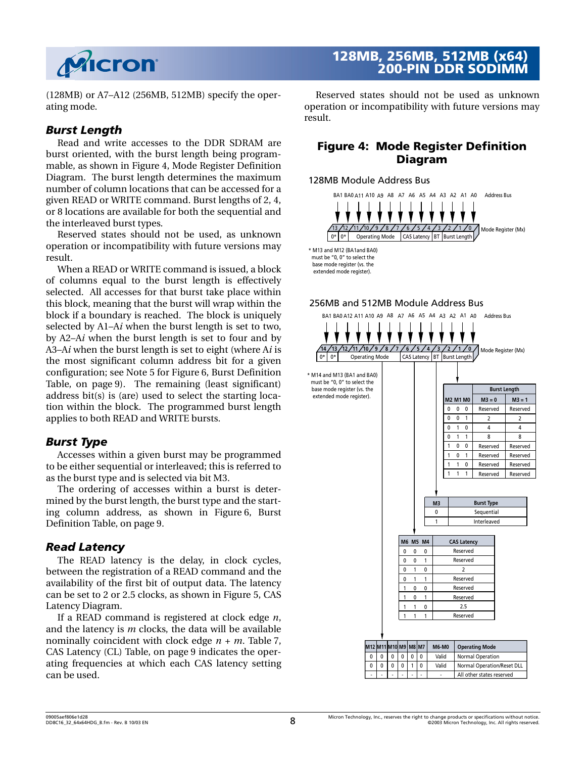(128MB) or A7–A12 (256MB, 512MB) specify the operating mode.

### Burst Length

Read and write accesses to the DDR SDRAM are burst oriented, with the burst length being programmable, as shown in Figure 4, Mode Register Definition Diagram. The burst length determines the maximum number of column locations that can be accessed for a given READ or WRITE command. Burst lengths of 2, 4, or 8 locations are available for both the sequential and the interleaved burst types.

Reserved states should not be used, as unknown operation or incompatibility with future versions may result.

When a READ or WRITE command is issued, a block of columns equal to the burst length is effectively selected. All accesses for that burst take place within this block, meaning that the burst will wrap within the block if a boundary is reached. The block is uniquely selected by A1–A*i* when the burst length is set to two, by A2–A*i* when the burst length is set to four and by A3–A*i* when the burst length is set to eight (where A*i* is the most significant column address bit for a given configuration; see Note 5 for Figure 6, Burst Definition Table, on page 9). The remaining (least significant) address bit(s) is (are) used to select the starting location within the block. The programmed burst length applies to both READ and WRITE bursts.

### Burst Type

Accesses within a given burst may be programmed to be either sequential or interleaved; this is referred to as the burst type and is selected via bit M3.

The ordering of accesses within a burst is determined by the burst length, the burst type and the starting column address, as shown in Figure 6, Burst Definition Table, on page 9.

### Read Latency

The READ latency is the delay, in clock cycles, between the registration of a READ command and the availability of the first bit of output data. The latency can be set to 2 or 2.5 clocks, as shown in Figure 5, CAS Latency Diagram.

If a READ command is registered at clock edge *n*, and the latency is *m* clocks, the data will be available nominally coincident with clock edge $n + m$. Table 7, CAS Latency (CL) Table, on page 9 indicates the operating frequencies at which each CAS latency setting can be used.

Reserved states should not be used as unknown operation or incompatibility with future versions may result.

## Figure 4: Mode Register Definition Diagram

**128MB Module Address Bus**

| Address Bus | BA1 | BA0 | A11 | A10 | A9 | A8 | A7 | A6 | A5 | A4 | A3 | A2 | A1 | A0 |
|---|---|---|---|---|---|---|---|---|---|---|---|---|---|---|
| Mode Register (Mx) | 13 | 12 | 11 | 10 | 9 | 8 | 7 | 6 | 5 | 4 | 3 | 2 | 1 | 0 |
| Field | 0* | 0* | Operating Mode | | | | | CAS Latency | | | BT | Burst Length | | |

\* M13 and M12 (BA1and BA0) must be "0, 0" to select the base mode register (vs. the extended mode register).

**256MB and 512MB Module Address Bus**

| Address Bus | BA1 | BA0 | A12 | A11 | A10 | A9 | A8 | A7 | A6 | A5 | A4 | A3 | A2 | A1 | A0 |
|---|---|---|---|---|---|---|---|---|---|---|---|---|---|---|---|
| Mode Register (Mx) | 14 | 13 | 12 | 11 | 10 | 9 | 8 | 7 | 6 | 5 | 4 | 3 | 2 | 1 | 0 |
| Field | 0* | 0* | Operating Mode | | | | | | CAS Latency | | | BT | Burst Length | | |

\* M14 and M13 (BA1 and BA0) must be "0, 0" to select the base mode register (vs. the extended mode register).

| M2 | M1 | M0 | Burst Length M3 = 0 | Burst Length M3 = 1 |
|---|---|---|---|---|
| 0 | 0 | 0 | Reserved | Reserved |
| 0 | 0 | 1 | 2 | 2 |
| 0 | 1 | 0 | 4 | 4 |
| 0 | 1 | 1 | 8 | 8 |
| 1 | 0 | 0 | Reserved | Reserved |
| 1 | 0 | 1 | Reserved | Reserved |
| 1 | 1 | 0 | Reserved | Reserved |
| 1 | 1 | 1 | Reserved | Reserved |

| M3 | Burst Type |
|---|---|
| 0 | Sequential |
| 1 | Interleaved |

| M6 | M5 | M4 | CAS Latency |
|---|---|---|---|
| 0 | 0 | 0 | Reserved |
| 0 | 0 | 1 | Reserved |
| 0 | 1 | 0 | 2 |
| 0 | 1 | 1 | Reserved |
| 1 | 0 | 0 | Reserved |
| 1 | 0 | 1 | Reserved |
| 1 | 1 | 0 | 2.5 |
| 1 | 1 | 1 | Reserved |

| M12 | M11 | M10 | M9 | M8 | M7 | M6-M0 | Operating Mode |
|---|---|---|---|---|---|---|---|
| 0 | 0 | 0 | 0 | 0 | 0 | Valid | Normal Operation |
| 0 | 0 | 0 | 0 | 1 | 0 | Valid | Normal Operation/Reset DLL |
| - | - | - | - | - | - | - | All other states reserved |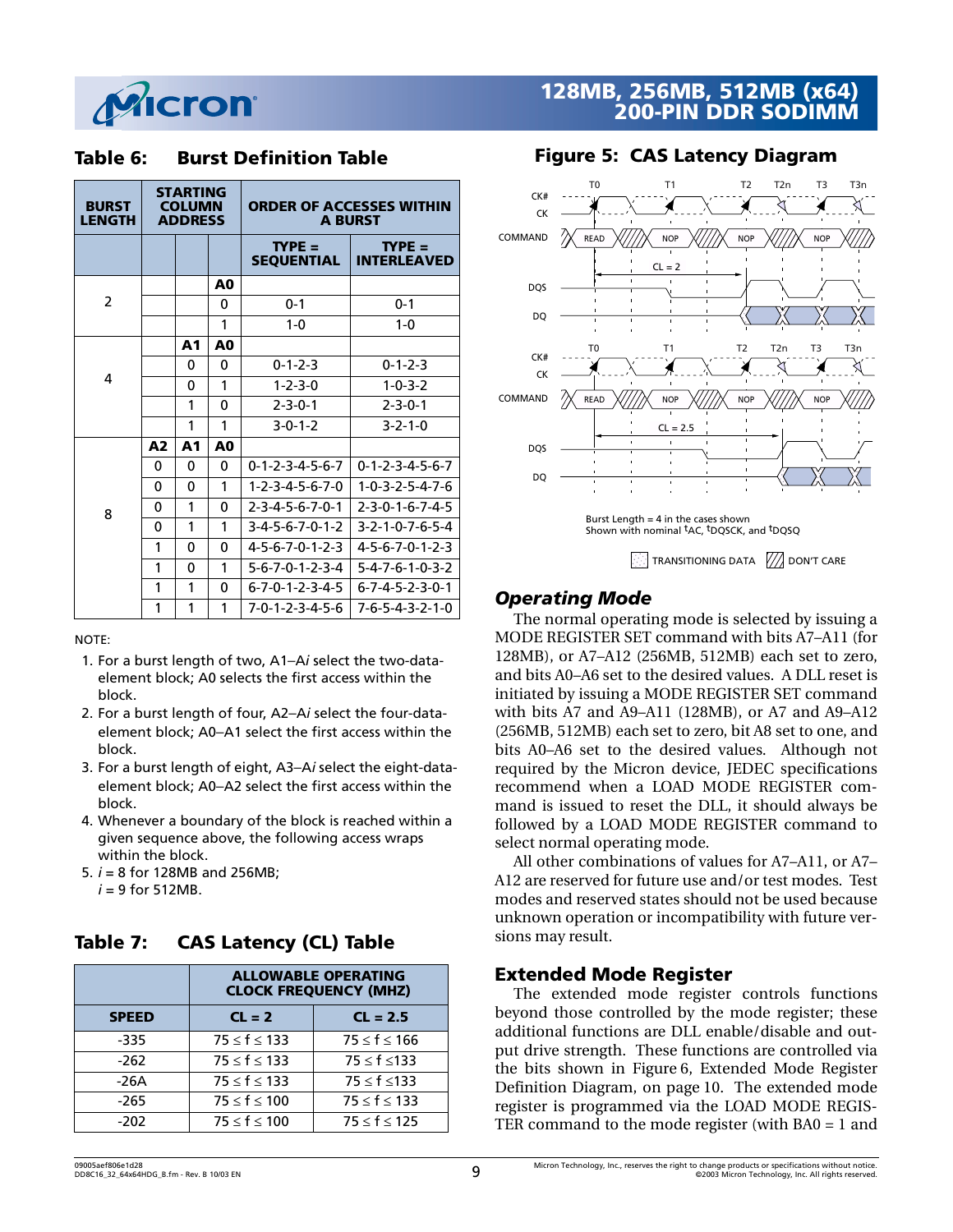## Table 6: Burst Definition Table

| BURST LENGTH | STARTING COLUMN ADDRESS | | | ORDER OF ACCESSES WITHIN A BURST | |
|---|---|---|---|---|---|
| | | | | TYPE = SEQUENTIAL | TYPE = INTERLEAVED |
| 2 | | | A0 | | |
| | | | 0 | 0-1 | 0-1 |
| | | | 1 | 1-0 | 1-0 |
| 4 | | A1 | A0 | | |
| | | 0 | 0 | 0-1-2-3 | 0-1-2-3 |
| | | 0 | 1 | 1-2-3-0 | 1-0-3-2 |
| | | 1 | 0 | 2-3-0-1 | 2-3-0-1 |
| | | 1 | 1 | 3-0-1-2 | 3-2-1-0 |
| 8 | A2 | A1 | A0 | | |
| | 0 | 0 | 0 | 0-1-2-3-4-5-6-7 | 0-1-2-3-4-5-6-7 |
| | 0 | 0 | 1 | 1-2-3-4-5-6-7-0 | 1-0-3-2-5-4-7-6 |
| | 0 | 1 | 0 | 2-3-4-5-6-7-0-1 | 2-3-0-1-6-7-4-5 |
| | 0 | 1 | 1 | 3-4-5-6-7-0-1-2 | 3-2-1-0-7-6-5-4 |
| | 1 | 0 | 0 | 4-5-6-7-0-1-2-3 | 4-5-6-7-0-1-2-3 |
| | 1 | 0 | 1 | 5-6-7-0-1-2-3-4 | 5-4-7-6-1-0-3-2 |
| | 1 | 1 | 0 | 6-7-0-1-2-3-4-5 | 6-7-4-5-2-3-0-1 |
| | 1 | 1 | 1 | 7-0-1-2-3-4-5-6 | 7-6-5-4-3-2-1-0 |

NOTE:

1. For a burst length of two, A1–A*i* select the two-data-element block; A0 selects the first access within the block.
2. For a burst length of four, A2–A*i* select the four-data-element block; A0–A1 select the first access within the block.
3. For a burst length of eight, A3–A*i* select the eight-data-element block; A0–A2 select the first access within the block.
4. Whenever a boundary of the block is reached within a given sequence above, the following access wraps within the block.
5. *i* = 8 for 128MB and 256MB;
   *i* = 9 for 512MB.

## Table 7: CAS Latency (CL) Table

| SPEED | ALLOWABLE OPERATING CLOCK FREQUENCY (MHZ) | |
|---|---|---|
| | CL = 2 | CL = 2.5 |
| -335 | 75 ≤ f ≤ 133 | 75 ≤ f ≤ 166 |
| -262 | 75 ≤ f ≤ 133 | 75 ≤ f ≤133 |
| -26A | 75 ≤ f ≤ 133 | 75 ≤ f ≤133 |
| -265 | 75 ≤ f ≤ 100 | 75 ≤ f ≤ 133 |
| -202 | 75 ≤ f ≤ 100 | 75 ≤ f ≤ 125 |

## Figure 5: CAS Latency Diagram

Burst Length = 4 in the cases shown
Shown with nominal tAC, tDQSCK, and tDQSQ

TRANSITIONING DATA    DON'T CARE

### *Operating Mode*

The normal operating mode is selected by issuing a MODE REGISTER SET command with bits A7–A11 (for 128MB), or A7–A12 (256MB, 512MB) each set to zero, and bits A0–A6 set to the desired values. A DLL reset is initiated by issuing a MODE REGISTER SET command with bits A7 and A9–A11 (128MB), or A7 and A9–A12 (256MB, 512MB) each set to zero, bit A8 set to one, and bits A0–A6 set to the desired values. Although not required by the Micron device, JEDEC specifications recommend when a LOAD MODE REGISTER command is issued to reset the DLL, it should always be followed by a LOAD MODE REGISTER command to select normal operating mode.

All other combinations of values for A7–A11, or A7–A12 are reserved for future use and/or test modes. Test modes and reserved states should not be used because unknown operation or incompatibility with future versions may result.

### Extended Mode Register

The extended mode register controls functions beyond those controlled by the mode register; these additional functions are DLL enable/disable and output drive strength. These functions are controlled via the bits shown in Figure 6, Extended Mode Register Definition Diagram, on page 10. The extended mode register is programmed via the LOAD MODE REGISTER command to the mode register (with BA0 = 1 and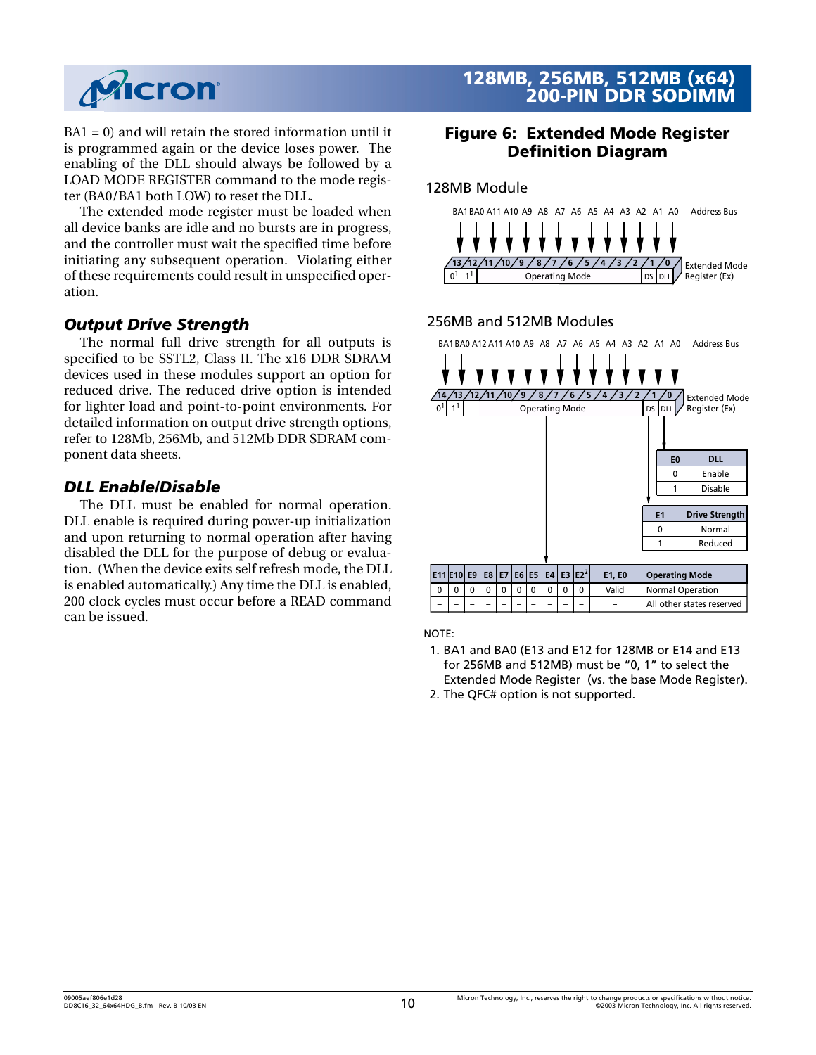BA1 = 0) and will retain the stored information until it is programmed again or the device loses power. The enabling of the DLL should always be followed by a LOAD MODE REGISTER command to the mode register (BA0/BA1 both LOW) to reset the DLL.

The extended mode register must be loaded when all device banks are idle and no bursts are in progress, and the controller must wait the specified time before initiating any subsequent operation. Violating either of these requirements could result in unspecified operation.

### *Output Drive Strength*

The normal full drive strength for all outputs is specified to be SSTL2, Class II. The x16 DDR SDRAM devices used in these modules support an option for reduced drive. The reduced drive option is intended for lighter load and point-to-point environments. For detailed information on output drive strength options, refer to 128Mb, 256Mb, and 512Mb DDR SDRAM component data sheets.

### *DLL Enable/Disable*

The DLL must be enabled for normal operation. DLL enable is required during power-up initialization and upon returning to normal operation after having disabled the DLL for the purpose of debug or evaluation. (When the device exits self refresh mode, the DLL is enabled automatically.) Any time the DLL is enabled, 200 clock cycles must occur before a READ command can be issued.

## Figure 6: Extended Mode Register Definition Diagram

**128MB Module**

Address Bus: BA1 BA0 A11 A10 A9 A8 A7 A6 A5 A4 A3 A2 A1 A0

Extended Mode Register (Ex):

| 13 | 12 | 11 | 10 | 9 | 8 | 7 | 6 | 5 | 4 | 3 | 2 | 1 | 0 |
|---|---|---|---|---|---|---|---|---|---|---|---|---|---|
| 0[1] | 1[1] | Operating Mode | | | | | | | | | | DS | DLL |

**256MB and 512MB Modules**

Address Bus: BA1 BA0 A12 A11 A10 A9 A8 A7 A6 A5 A4 A3 A2 A1 A0

Extended Mode Register (Ex):

| 14 | 13 | 12 | 11 | 10 | 9 | 8 | 7 | 6 | 5 | 4 | 3 | 2 | 1 | 0 |
|---|---|---|---|---|---|---|---|---|---|---|---|---|---|---|
| 0[1] | 1[1] | Operating Mode | | | | | | | | | | | DS | DLL |

| E0 | DLL |
|---|---|
| 0 | Enable |
| 1 | Disable |

| E1 | Drive Strength |
|---|---|
| 0 | Normal |
| 1 | Reduced |

| E11 | E10 | E9 | E8 | E7 | E6 | E5 | E4 | E3 | E2[2] | E1, E0 | Operating Mode |
|---|---|---|---|---|---|---|---|---|---|---|---|
| 0 | 0 | 0 | 0 | 0 | 0 | 0 | 0 | 0 | 0 | Valid | Normal Operation |
| – | – | – | – | – | – | – | – | – | – | – | All other states reserved |

NOTE:

1. BA1 and BA0 (E13 and E12 for 128MB or E14 and E13 for 256MB and 512MB) must be "0, 1" to select the Extended Mode Register (vs. the base Mode Register).
2. The QFC# option is not supported.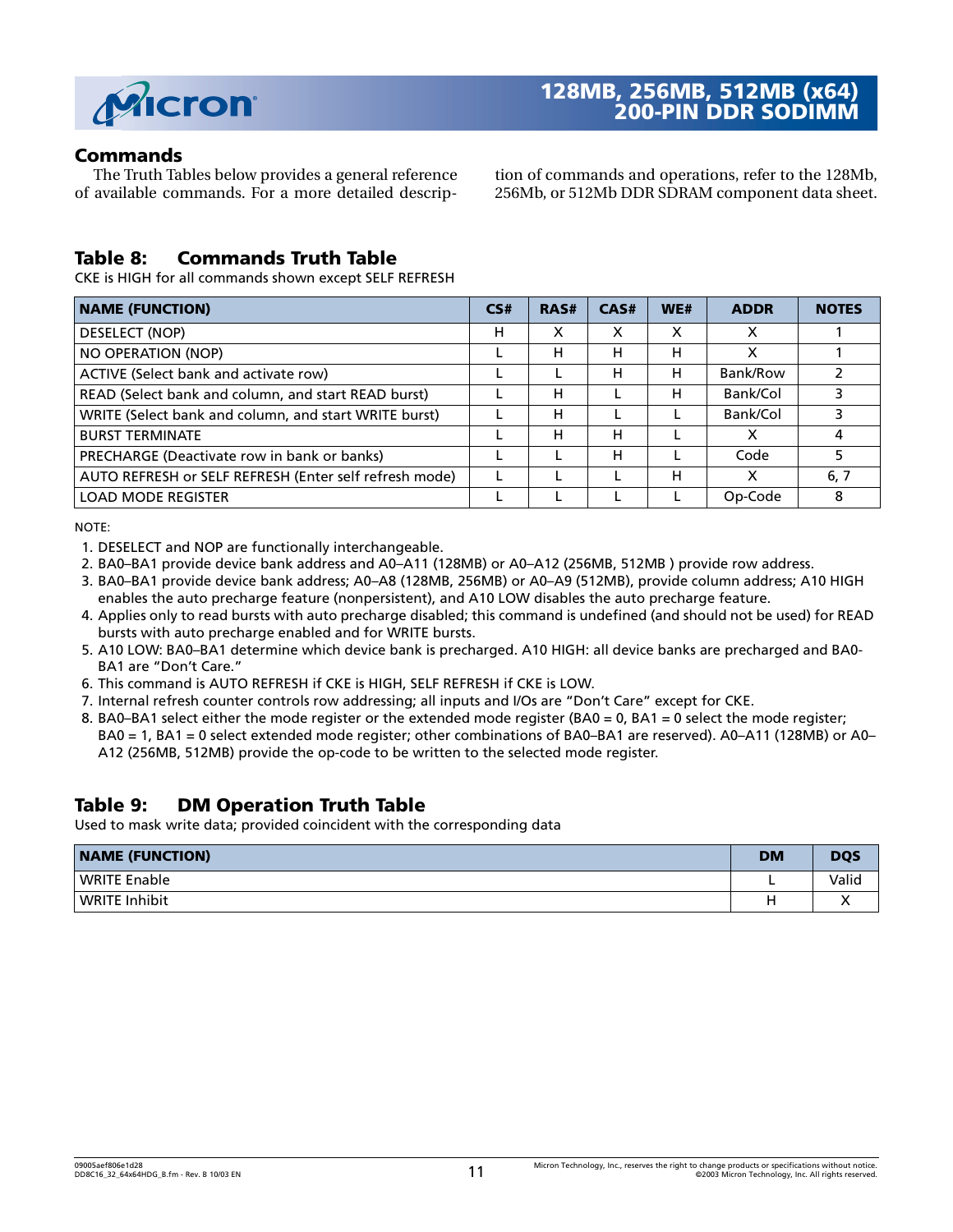## Commands

The Truth Tables below provides a general reference of available commands. For a more detailed description of commands and operations, refer to the 128Mb, 256Mb, or 512Mb DDR SDRAM component data sheet.

### Table 8: Commands Truth Table

CKE is HIGH for all commands shown except SELF REFRESH

| NAME (FUNCTION) | CS# | RAS# | CAS# | WE# | ADDR | NOTES |
|---|---|---|---|---|---|---|
| DESELECT (NOP) | H | X | X | X | X | 1 |
| NO OPERATION (NOP) | L | H | H | H | X | 1 |
| ACTIVE (Select bank and activate row) | L | L | H | H | Bank/Row | 2 |
| READ (Select bank and column, and start READ burst) | L | H | L | H | Bank/Col | 3 |
| WRITE (Select bank and column, and start WRITE burst) | L | H | L | L | Bank/Col | 3 |
| BURST TERMINATE | L | H | H | L | X | 4 |
| PRECHARGE (Deactivate row in bank or banks) | L | L | H | L | Code | 5 |
| AUTO REFRESH or SELF REFRESH (Enter self refresh mode) | L | L | L | H | X | 6, 7 |
| LOAD MODE REGISTER | L | L | L | L | Op-Code | 8 |

NOTE:

1. DESELECT and NOP are functionally interchangeable.
2. BA0–BA1 provide device bank address and A0–A11 (128MB) or A0–A12 (256MB, 512MB ) provide row address.
3. BA0–BA1 provide device bank address; A0–A8 (128MB, 256MB) or A0–A9 (512MB), provide column address; A10 HIGH enables the auto precharge feature (nonpersistent), and A10 LOW disables the auto precharge feature.
4. Applies only to read bursts with auto precharge disabled; this command is undefined (and should not be used) for READ bursts with auto precharge enabled and for WRITE bursts.
5. A10 LOW: BA0–BA1 determine which device bank is precharged. A10 HIGH: all device banks are precharged and BA0-BA1 are “Don’t Care.”
6. This command is AUTO REFRESH if CKE is HIGH, SELF REFRESH if CKE is LOW.
7. Internal refresh counter controls row addressing; all inputs and I/Os are “Don’t Care” except for CKE.
8. BA0–BA1 select either the mode register or the extended mode register (BA0 = 0, BA1 = 0 select the mode register; BA0 = 1, BA1 = 0 select extended mode register; other combinations of BA0–BA1 are reserved). A0–A11 (128MB) or A0–A12 (256MB, 512MB) provide the op-code to be written to the selected mode register.

### Table 9: DM Operation Truth Table

Used to mask write data; provided coincident with the corresponding data

| NAME (FUNCTION) | DM | DQS |
|---|---|---|
| WRITE Enable | L | Valid |
| WRITE Inhibit | H | X |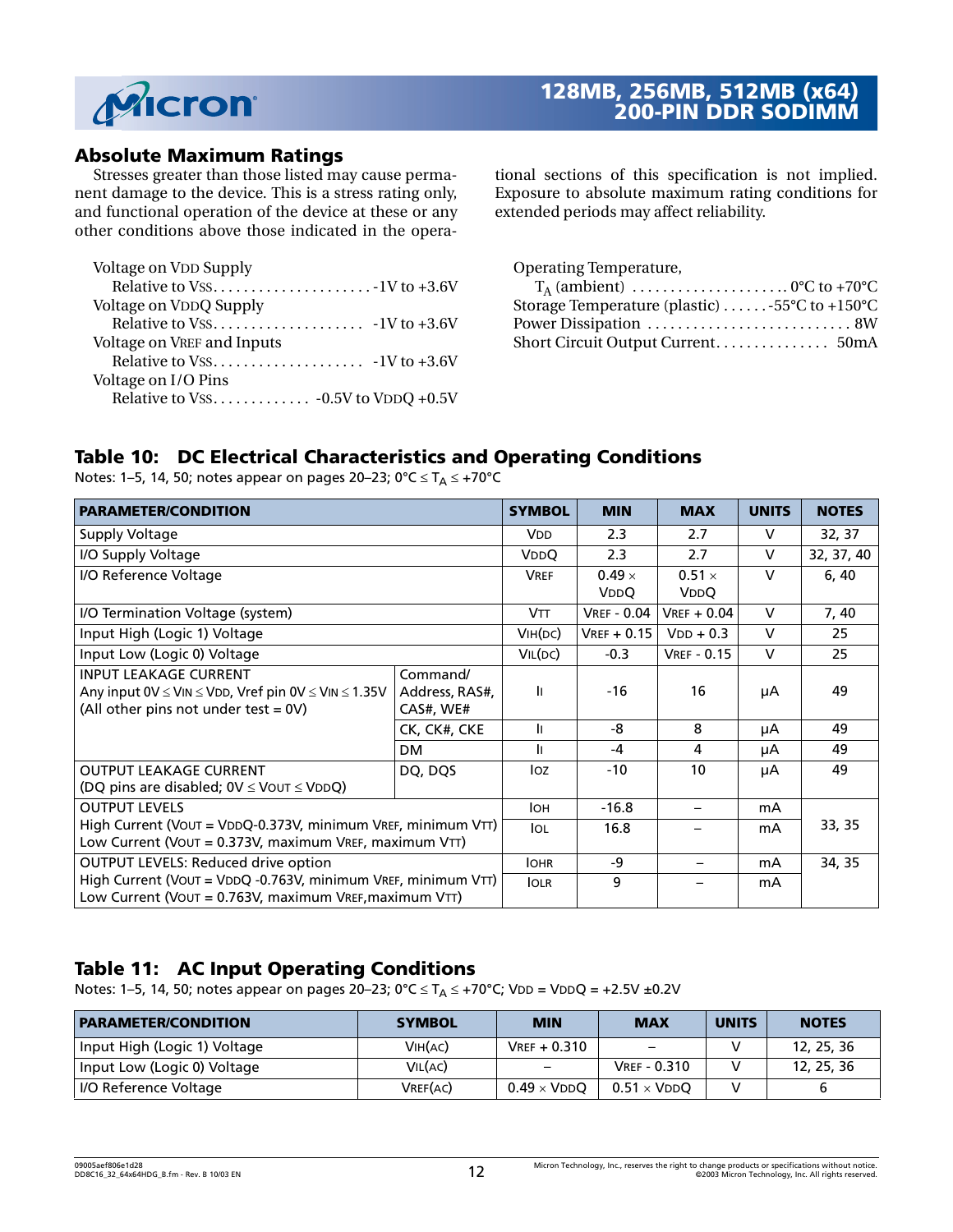## Absolute Maximum Ratings

Stresses greater than those listed may cause permanent damage to the device. This is a stress rating only, and functional operation of the device at these or any other conditions above those indicated in the operational sections of this specification is not implied. Exposure to absolute maximum rating conditions for extended periods may affect reliability.

Voltage on VDD Supply
  Relative to VSS . . . . . . . . . . . . . . . . . . . . -1V to +3.6V
Voltage on VDDQ Supply
  Relative to VSS . . . . . . . . . . . . . . . . . . . -1V to +3.6V
Voltage on VREF and Inputs
  Relative to VSS . . . . . . . . . . . . . . . . . . . -1V to +3.6V
Voltage on I/O Pins
  Relative to VSS . . . . . . . . . . . . . -0.5V to VDDQ +0.5V

Operating Temperature,
  $T_A$ (ambient) . . . . . . . . . . . . . . . . . . . . 0°C to +70°C
Storage Temperature (plastic) . . . . . . -55°C to +150°C
Power Dissipation . . . . . . . . . . . . . . . . . . . . . . . . . . 8W
Short Circuit Output Current. . . . . . . . . . . . . . . 50mA

## Table 10: DC Electrical Characteristics and Operating Conditions

Notes: 1–5, 14, 50; notes appear on pages 20–23; 0°C ≤ $T_A$ ≤ +70°C

| PARAMETER/CONDITION | | SYMBOL | MIN | MAX | UNITS | NOTES |
|---|---|---|---|---|---|---|
| Supply Voltage | | VDD | 2.3 | 2.7 | V | 32, 37 |
| I/O Supply Voltage | | VDDQ | 2.3 | 2.7 | V | 32, 37, 40 |
| I/O Reference Voltage | | VREF | 0.49 × VDDQ | 0.51 × VDDQ | V | 6, 40 |
| I/O Termination Voltage (system) | | VTT | VREF - 0.04 | VREF + 0.04 | V | 7, 40 |
| Input High (Logic 1) Voltage | | VIH(DC) | VREF + 0.15 | VDD + 0.3 | V | 25 |
| Input Low (Logic 0) Voltage | | VIL(DC) | -0.3 | VREF - 0.15 | V | 25 |
| INPUT LEAKAGE CURRENT Any input 0V ≤ VIN ≤ VDD, Vref pin 0V ≤ VIN ≤ 1.35V (All other pins not under test = 0V) | Command/ Address, RAS#, CAS#, WE# | II | -16 | 16 | µA | 49 |
| | CK, CK#, CKE | II | -8 | 8 | µA | 49 |
| | DM | II | -4 | 4 | µA | 49 |
| OUTPUT LEAKAGE CURRENT (DQ pins are disabled; 0V ≤ VOUT ≤ VDDQ) | DQ, DQS | IOZ | -10 | 10 | µA | 49 |
| OUTPUT LEVELS High Current (VOUT = VDDQ-0.373V, minimum VREF, minimum VTT) Low Current (VOUT = 0.373V, maximum VREF, maximum VTT) | | IOH | -16.8 | – | mA | 33, 35 |
| | | IOL | 16.8 | – | mA | |
| OUTPUT LEVELS: Reduced drive option High Current (VOUT = VDDQ -0.763V, minimum VREF, minimum VTT) Low Current (VOUT = 0.763V, maximum VREF, maximum VTT) | | IOHR | -9 | – | mA | 34, 35 |
| | | IOLR | 9 | – | mA | |

## Table 11: AC Input Operating Conditions

Notes: 1–5, 14, 50; notes appear on pages 20–23; 0°C ≤ $T_A$ ≤ +70°C; VDD = VDDQ = +2.5V ±0.2V

| PARAMETER/CONDITION | SYMBOL | MIN | MAX | UNITS | NOTES |
|---|---|---|---|---|---|
| Input High (Logic 1) Voltage | VIH(AC) | VREF + 0.310 | – | V | 12, 25, 36 |
| Input Low (Logic 0) Voltage | VIL(AC) | – | VREF - 0.310 | V | 12, 25, 36 |
| I/O Reference Voltage | VREF(AC) | 0.49 × VDDQ | 0.51 × VDDQ | V | 6 |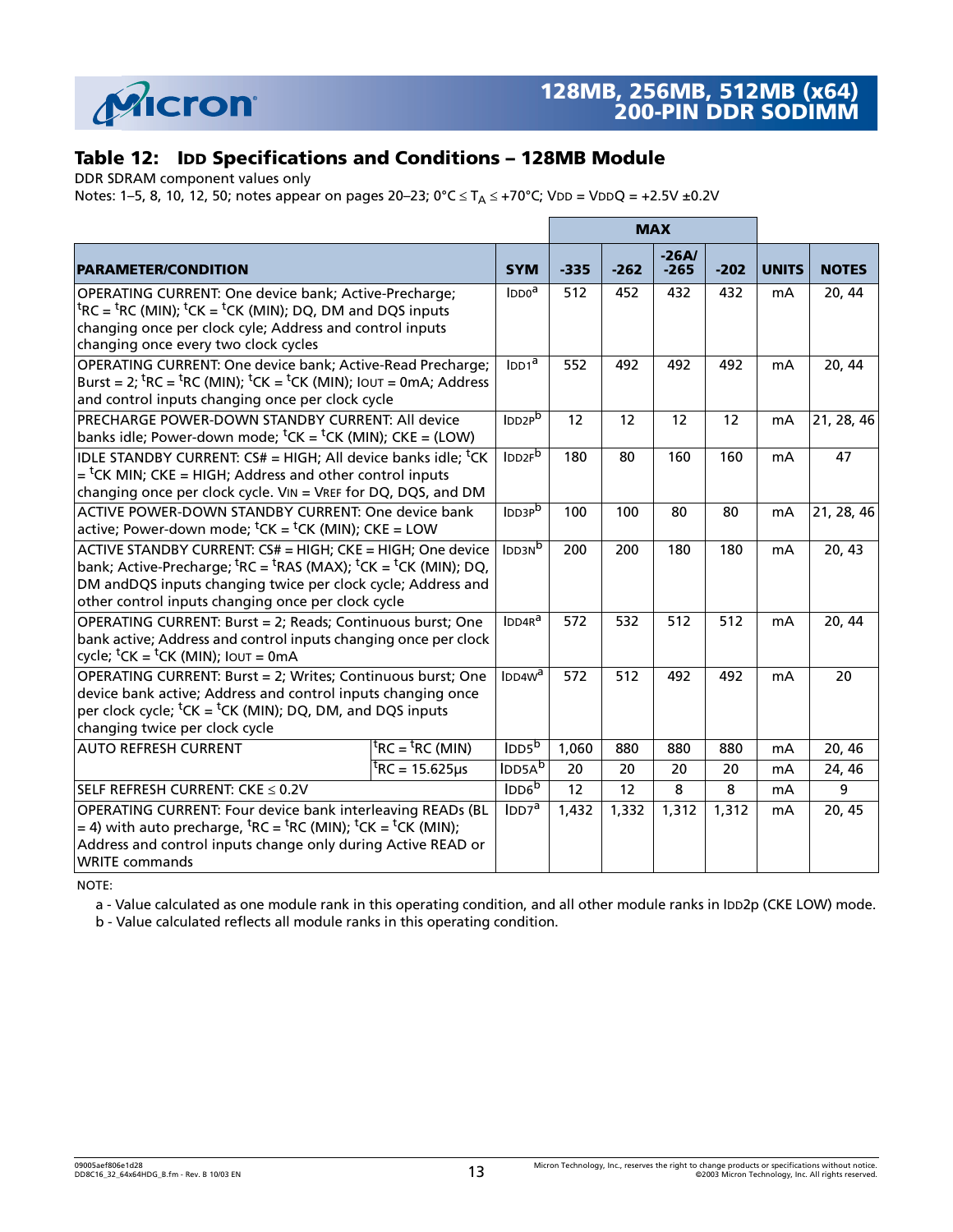## Table 12: IDD Specifications and Conditions – 128MB Module

DDR SDRAM component values only

Notes: 1–5, 8, 10, 12, 50; notes appear on pages 20–23; 0°C ≤ $T_A$ ≤ +70°C; VDD = VDDQ = +2.5V ±0.2V

| PARAMETER/CONDITION | | SYM | MAX | | | | UNITS | NOTES |
|---|---|---|---|---|---|---|---|---|
| | | | -335 | -262 | -26A/ -265 | -202 | | |
| OPERATING CURRENT: One device bank; Active-Precharge; ᵗRC = ᵗRC (MIN); ᵗCK = ᵗCK (MIN); DQ, DM and DQS inputs changing once per clock cyle; Address and control inputs changing once every two clock cycles | | IDD0[a] | 512 | 452 | 432 | 432 | mA | 20, 44 |
| OPERATING CURRENT: One device bank; Active-Read Precharge; Burst = 2; ᵗRC = ᵗRC (MIN); ᵗCK = ᵗCK (MIN); IOUT = 0mA; Address and control inputs changing once per clock cycle | | IDD1[a] | 552 | 492 | 492 | 492 | mA | 20, 44 |
| PRECHARGE POWER-DOWN STANDBY CURRENT: All device banks idle; Power-down mode; ᵗCK = ᵗCK (MIN); CKE = (LOW) | | IDD2P[b] | 12 | 12 | 12 | 12 | mA | 21, 28, 46 |
| IDLE STANDBY CURRENT: CS# = HIGH; All device banks idle; ᵗCK = ᵗCK MIN; CKE = HIGH; Address and other control inputs changing once per clock cycle. VIN = VREF for DQ, DQS, and DM | | IDD2F[b] | 180 | 80 | 160 | 160 | mA | 47 |
| ACTIVE POWER-DOWN STANDBY CURRENT: One device bank active; Power-down mode; ᵗCK = ᵗCK (MIN); CKE = LOW | | IDD3P[b] | 100 | 100 | 80 | 80 | mA | 21, 28, 46 |
| ACTIVE STANDBY CURRENT: CS# = HIGH; CKE = HIGH; One device bank; Active-Precharge; ᵗRC = ᵗRAS (MAX); ᵗCK = ᵗCK (MIN); DQ, DM andDQS inputs changing twice per clock cycle; Address and other control inputs changing once per clock cycle | | IDD3N[b] | 200 | 200 | 180 | 180 | mA | 20, 43 |
| OPERATING CURRENT: Burst = 2; Reads; Continuous burst; One bank active; Address and control inputs changing once per clock cycle; ᵗCK = ᵗCK (MIN); IOUT = 0mA | | IDD4R[a] | 572 | 532 | 512 | 512 | mA | 20, 44 |
| OPERATING CURRENT: Burst = 2; Writes; Continuous burst; One device bank active; Address and control inputs changing once per clock cycle; ᵗCK = ᵗCK (MIN); DQ, DM, and DQS inputs changing twice per clock cycle | | IDD4W[a] | 572 | 512 | 492 | 492 | mA | 20 |
| AUTO REFRESH CURRENT | ᵗRC = ᵗRC (MIN) | IDD5[b] | 1,060 | 880 | 880 | 880 | mA | 20, 46 |
| | ᵗRC = 15.625µs | IDD5A[b] | 20 | 20 | 20 | 20 | mA | 24, 46 |
| SELF REFRESH CURRENT: CKE ≤ 0.2V | | IDD6[b] | 12 | 12 | 8 | 8 | mA | 9 |
| OPERATING CURRENT: Four device bank interleaving READs (BL = 4) with auto precharge, ᵗRC = ᵗRC (MIN); ᵗCK = ᵗCK (MIN); Address and control inputs change only during Active READ or WRITE commands | | IDD7[a] | 1,432 | 1,332 | 1,312 | 1,312 | mA | 20, 45 |

NOTE:

a - Value calculated as one module rank in this operating condition, and all other module ranks in IDD2p (CKE LOW) mode.

b - Value calculated reflects all module ranks in this operating condition.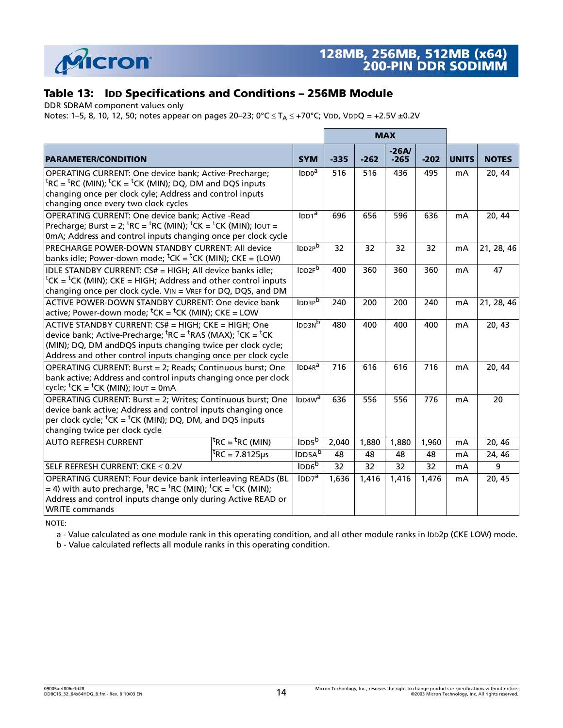## Table 13: IDD Specifications and Conditions – 256MB Module

DDR SDRAM component values only

Notes: 1–5, 8, 10, 12, 50; notes appear on pages 20–23; 0°C ≤ $T_A$ ≤ +70°C; VDD, VDDQ = +2.5V ±0.2V

| PARAMETER/CONDITION | | SYM | MAX -335 | MAX -262 | MAX -26A/ -265 | MAX -202 | UNITS | NOTES |
|---|---|---|---|---|---|---|---|---|
| OPERATING CURRENT: One device bank; Active-Precharge; tRC = tRC (MIN); tCK = tCK (MIN); DQ, DM and DQS inputs changing once per clock cyle; Address and control inputs changing once every two clock cycles | | IDD0[a] | 516 | 516 | 436 | 495 | mA | 20, 44 |
| OPERATING CURRENT: One device bank; Active -Read Precharge; Burst = 2; tRC = tRC (MIN); tCK = tCK (MIN); IOUT = 0mA; Address and control inputs changing once per clock cycle | | IDD1[a] | 696 | 656 | 596 | 636 | mA | 20, 44 |
| PRECHARGE POWER-DOWN STANDBY CURRENT: All device banks idle; Power-down mode; tCK = tCK (MIN); CKE = (LOW) | | IDD2P[b] | 32 | 32 | 32 | 32 | mA | 21, 28, 46 |
| IDLE STANDBY CURRENT: CS# = HIGH; All device banks idle; tCK = tCK (MIN); CKE = HIGH; Address and other control inputs changing once per clock cycle. VIN = VREF for DQ, DQS, and DM | | IDD2F[b] | 400 | 360 | 360 | 360 | mA | 47 |
| ACTIVE POWER-DOWN STANDBY CURRENT: One device bank active; Power-down mode; tCK = tCK (MIN); CKE = LOW | | IDD3P[b] | 240 | 200 | 200 | 240 | mA | 21, 28, 46 |
| ACTIVE STANDBY CURRENT: CS# = HIGH; CKE = HIGH; One device bank; Active-Precharge; tRC = tRAS (MAX); tCK = tCK (MIN); DQ, DM andDQS inputs changing twice per clock cycle; Address and other control inputs changing once per clock cycle | | IDD3N[b] | 480 | 400 | 400 | 400 | mA | 20, 43 |
| OPERATING CURRENT: Burst = 2; Reads; Continuous burst; One bank active; Address and control inputs changing once per clock cycle; tCK = tCK (MIN); IOUT = 0mA | | IDD4R[a] | 716 | 616 | 616 | 716 | mA | 20, 44 |
| OPERATING CURRENT: Burst = 2; Writes; Continuous burst; One device bank active; Address and control inputs changing once per clock cycle; tCK = tCK (MIN); DQ, DM, and DQS inputs changing twice per clock cycle | | IDD4W[a] | 636 | 556 | 556 | 776 | mA | 20 |
| AUTO REFRESH CURRENT | tRC = tRC (MIN) | IDD5[b] | 2,040 | 1,880 | 1,880 | 1,960 | mA | 20, 46 |
| | tRC = 7.8125µs | IDD5A[b] | 48 | 48 | 48 | 48 | mA | 24, 46 |
| SELF REFRESH CURRENT: CKE ≤ 0.2V | | IDD6[b] | 32 | 32 | 32 | 32 | mA | 9 |
| OPERATING CURRENT: Four device bank interleaving READs (BL = 4) with auto precharge, tRC = tRC (MIN); tCK = tCK (MIN); Address and control inputs change only during Active READ or WRITE commands | | IDD7[a] | 1,636 | 1,416 | 1,416 | 1,476 | mA | 20, 45 |

NOTE:

a - Value calculated as one module rank in this operating condition, and all other module ranks in IDD2p (CKE LOW) mode.

b - Value calculated reflects all module ranks in this operating condition.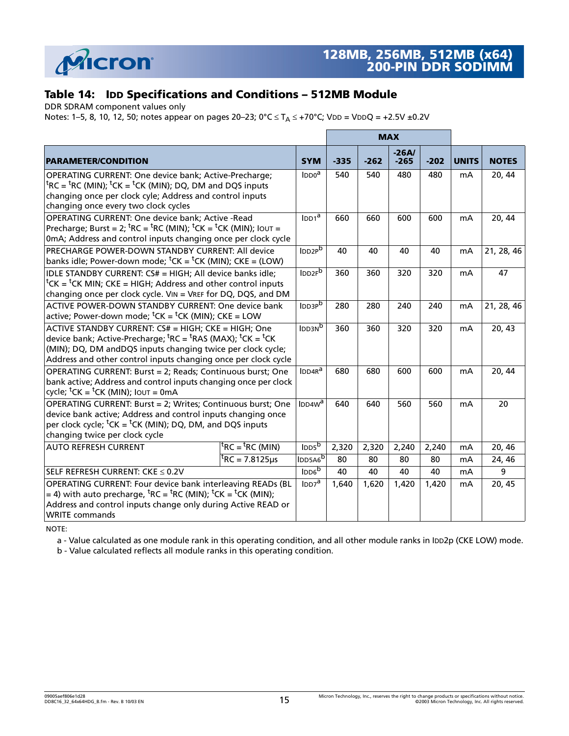## Table 14: IDD Specifications and Conditions – 512MB Module

DDR SDRAM component values only

Notes: 1–5, 8, 10, 12, 50; notes appear on pages 20–23; 0°C ≤ $T_A$ ≤ +70°C; VDD = VDDQ = +2.5V ±0.2V

| PARAMETER/CONDITION | | SYM | MAX -335 | MAX -262 | MAX -26A/ -265 | MAX -202 | UNITS | NOTES |
|---|---|---|---|---|---|---|---|---|
| OPERATING CURRENT: One device bank; Active-Precharge; $^tRC$ = $^tRC$ (MIN); $^tCK$ = $^tCK$ (MIN); DQ, DM and DQS inputs changing once per clock cyle; Address and control inputs changing once every two clock cycles | | IDD0[a] | 540 | 540 | 480 | 480 | mA | 20, 44 |
| OPERATING CURRENT: One device bank; Active -Read Precharge; Burst = 2; $^tRC$ = $^tRC$ (MIN); $^tCK$ = $^tCK$ (MIN); IOUT = 0mA; Address and control inputs changing once per clock cycle | | IDD1[a] | 660 | 660 | 600 | 600 | mA | 20, 44 |
| PRECHARGE POWER-DOWN STANDBY CURRENT: All device banks idle; Power-down mode; $^tCK$ = $^tCK$ (MIN); CKE = (LOW) | | IDD2P[b] | 40 | 40 | 40 | 40 | mA | 21, 28, 46 |
| IDLE STANDBY CURRENT: CS# = HIGH; All device banks idle; $^tCK$ = $^tCK$ MIN; CKE = HIGH; Address and other control inputs changing once per clock cycle. VIN = VREF for DQ, DQS, and DM | | IDD2F[b] | 360 | 360 | 320 | 320 | mA | 47 |
| ACTIVE POWER-DOWN STANDBY CURRENT: One device bank active; Power-down mode; $^tCK$ = $^tCK$ (MIN); CKE = LOW | | IDD3P[b] | 280 | 280 | 240 | 240 | mA | 21, 28, 46 |
| ACTIVE STANDBY CURRENT: CS# = HIGH; CKE = HIGH; One device bank; Active-Precharge; $^tRC$ = $^tRAS$ (MAX); $^tCK$ = $^tCK$ (MIN); DQ, DM andDQS inputs changing twice per clock cycle; Address and other control inputs changing once per clock cycle | | IDD3N[b] | 360 | 360 | 320 | 320 | mA | 20, 43 |
| OPERATING CURRENT: Burst = 2; Reads; Continuous burst; One bank active; Address and control inputs changing once per clock cycle; $^tCK$ = $^tCK$ (MIN); IOUT = 0mA | | IDD4R[a] | 680 | 680 | 600 | 600 | mA | 20, 44 |
| OPERATING CURRENT: Burst = 2; Writes; Continuous burst; One device bank active; Address and control inputs changing once per clock cycle; $^tCK$ = $^tCK$ (MIN); DQ, DM, and DQS inputs changing twice per clock cycle | | IDD4W[a] | 640 | 640 | 560 | 560 | mA | 20 |
| AUTO REFRESH CURRENT | $^tRC$ = $^tRC$ (MIN) | IDD5[b] | 2,320 | 2,320 | 2,240 | 2,240 | mA | 20, 46 |
| | $^tRC$ = 7.8125µs | IDD5A6[b] | 80 | 80 | 80 | 80 | mA | 24, 46 |
| SELF REFRESH CURRENT: CKE ≤ 0.2V | | IDD6[b] | 40 | 40 | 40 | 40 | mA | 9 |
| OPERATING CURRENT: Four device bank interleaving READs (BL = 4) with auto precharge, $^tRC$ = $^tRC$ (MIN); $^tCK$ = $^tCK$ (MIN); Address and control inputs change only during Active READ or WRITE commands | | IDD7[a] | 1,640 | 1,620 | 1,420 | 1,420 | mA | 20, 45 |

NOTE:

a - Value calculated as one module rank in this operating condition, and all other module ranks in IDD2p (CKE LOW) mode.

b - Value calculated reflects all module ranks in this operating condition.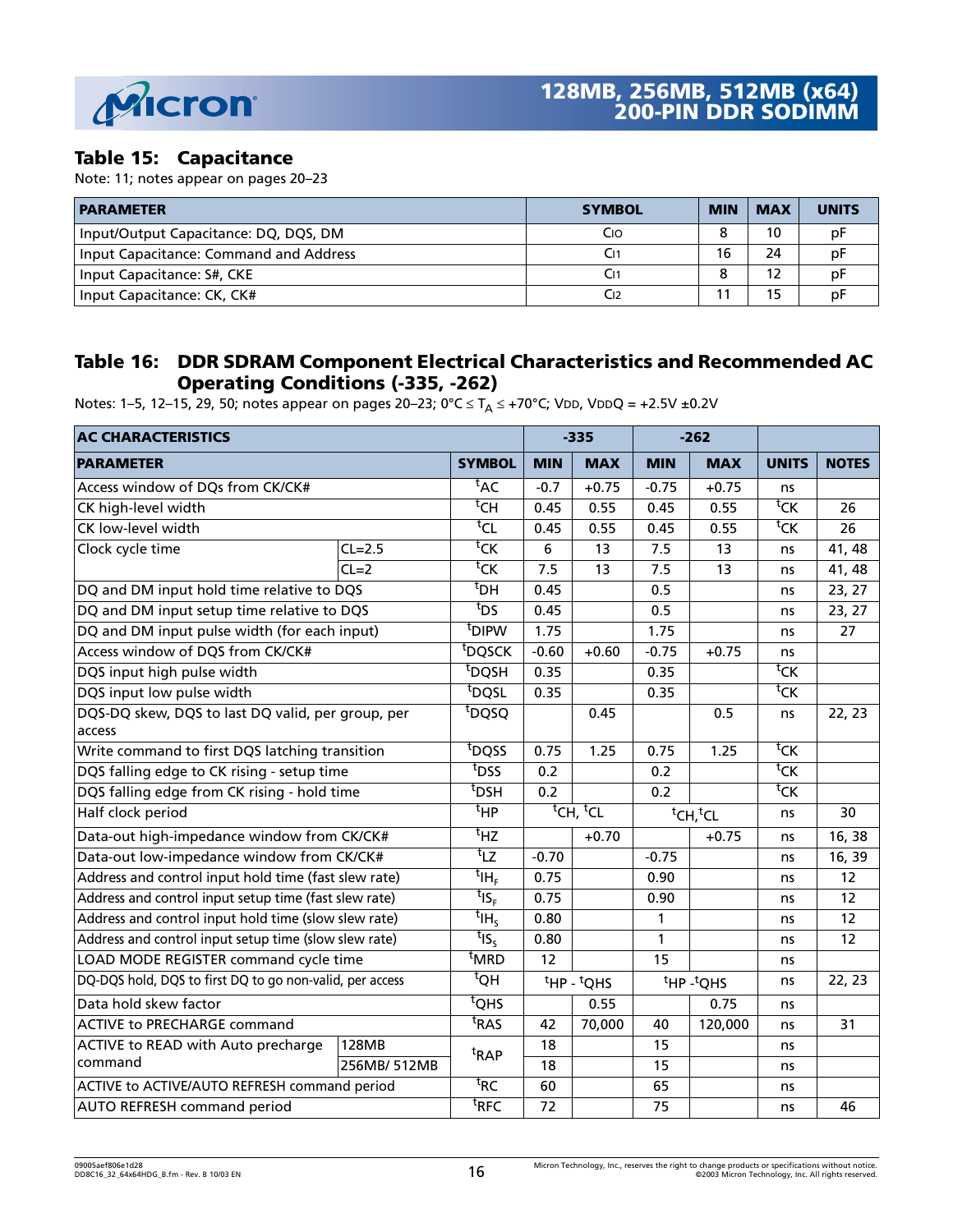## Table 15: Capacitance

Note: 11; notes appear on pages 20–23

| PARAMETER | SYMBOL | MIN | MAX | UNITS |
|---|---|---|---|---|
| Input/Output Capacitance: DQ, DQS, DM | CIO | 8 | 10 | pF |
| Input Capacitance: Command and Address | CI1 | 16 | 24 | pF |
| Input Capacitance: S#, CKE | CI1 | 8 | 12 | pF |
| Input Capacitance: CK, CK# | CI2 | 11 | 15 | pF |

## Table 16: DDR SDRAM Component Electrical Characteristics and Recommended AC Operating Conditions (-335, -262)

Notes: 1–5, 12–15, 29, 50; notes appear on pages 20–23; 0°C ≤ $T_A$ ≤ +70°C; VDD, VDDQ = +2.5V ±0.2V

| AC CHARACTERISTICS | | | -335 | | -262 | | | |
|---|---|---|---|---|---|---|---|---|
| PARAMETER | | SYMBOL | MIN | MAX | MIN | MAX | UNITS | NOTES |
| Access window of DQs from CK/CK# | | tAC | -0.7 | +0.75 | -0.75 | +0.75 | ns | |
| CK high-level width | | tCH | 0.45 | 0.55 | 0.45 | 0.55 | tCK | 26 |
| CK low-level width | | tCL | 0.45 | 0.55 | 0.45 | 0.55 | tCK | 26 |
| Clock cycle time | CL=2.5 | tCK | 6 | 13 | 7.5 | 13 | ns | 41, 48 |
| | CL=2 | tCK | 7.5 | 13 | 7.5 | 13 | ns | 41, 48 |
| DQ and DM input hold time relative to DQS | | tDH | 0.45 | | 0.5 | | ns | 23, 27 |
| DQ and DM input setup time relative to DQS | | tDS | 0.45 | | 0.5 | | ns | 23, 27 |
| DQ and DM input pulse width (for each input) | | tDIPW | 1.75 | | 1.75 | | ns | 27 |
| Access window of DQS from CK/CK# | | tDQSCK | -0.60 | +0.60 | -0.75 | +0.75 | ns | |
| DQS input high pulse width | | tDQSH | 0.35 | | 0.35 | | tCK | |
| DQS input low pulse width | | tDQSL | 0.35 | | 0.35 | | tCK | |
| DQS-DQ skew, DQS to last DQ valid, per group, per access | | tDQSQ | | 0.45 | | 0.5 | ns | 22, 23 |
| Write command to first DQS latching transition | | tDQSS | 0.75 | 1.25 | 0.75 | 1.25 | tCK | |
| DQS falling edge to CK rising - setup time | | tDSS | 0.2 | | 0.2 | | tCK | |
| DQS falling edge from CK rising - hold time | | tDSH | 0.2 | | 0.2 | | tCK | |
| Half clock period | | tHP | tCH, tCL | | tCH, tCL | | ns | 30 |
| Data-out high-impedance window from CK/CK# | | tHZ | | +0.70 | | +0.75 | ns | 16, 38 |
| Data-out low-impedance window from CK/CK# | | tLZ | -0.70 | | -0.75 | | ns | 16, 39 |
| Address and control input hold time (fast slew rate) | | tIH_F | 0.75 | | 0.90 | | ns | 12 |
| Address and control input setup time (fast slew rate) | | tIS_F | 0.75 | | 0.90 | | ns | 12 |
| Address and control input hold time (slow slew rate) | | tIH_S | 0.80 | | 1 | | ns | 12 |
| Address and control input setup time (slow slew rate) | | tIS_S | 0.80 | | 1 | | ns | 12 |
| LOAD MODE REGISTER command cycle time | | tMRD | 12 | | 15 | | ns | |
| DQ-DQS hold, DQS to first DQ to go non-valid, per access | | tQH | tHP - tQHS | | tHP - tQHS | | ns | 22, 23 |
| Data hold skew factor | | tQHS | | 0.55 | | 0.75 | ns | |
| ACTIVE to PRECHARGE command | | tRAS | 42 | 70,000 | 40 | 120,000 | ns | 31 |
| ACTIVE to READ with Auto precharge command | 128MB | tRAP | 18 | | 15 | | ns | |
| | 256MB/ 512MB | | 18 | | 15 | | ns | |
| ACTIVE to ACTIVE/AUTO REFRESH command period | | tRC | 60 | | 65 | | ns | |
| AUTO REFRESH command period | | tRFC | 72 | | 75 | | ns | 46 |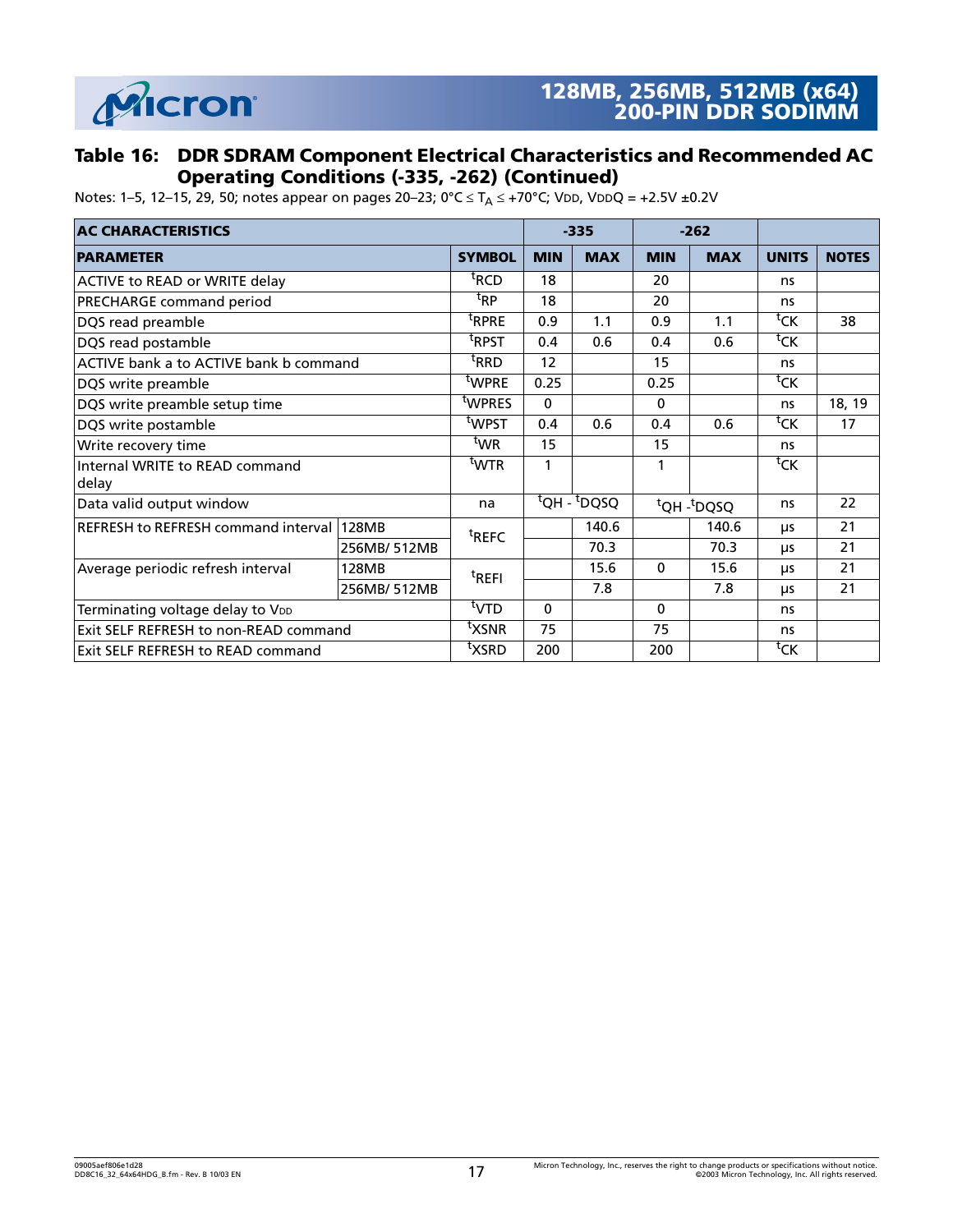## Table 16: DDR SDRAM Component Electrical Characteristics and Recommended AC Operating Conditions (-335, -262) (Continued)

Notes: 1–5, 12–15, 29, 50; notes appear on pages 20–23; 0°C ≤ $T_A$ ≤ +70°C; VDD, VDDQ = +2.5V ±0.2V

| AC CHARACTERISTICS | | | -335 | | -262 | | | |
|---|---|---|---|---|---|---|---|---|
| **PARAMETER** | | **SYMBOL** | **MIN** | **MAX** | **MIN** | **MAX** | **UNITS** | **NOTES** |
| ACTIVE to READ or WRITE delay | | $^tRCD$ | 18 | | 20 | | ns | |
| PRECHARGE command period | | $^tRP$ | 18 | | 20 | | ns | |
| DQS read preamble | | $^tRPRE$ | 0.9 | 1.1 | 0.9 | 1.1 | $^tCK$ | 38 |
| DQS read postamble | | $^tRPST$ | 0.4 | 0.6 | 0.4 | 0.6 | $^tCK$ | |
| ACTIVE bank a to ACTIVE bank b command | | $^tRRD$ | 12 | | 15 | | ns | |
| DQS write preamble | | $^tWPRE$ | 0.25 | | 0.25 | | $^tCK$ | |
| DQS write preamble setup time | | $^tWPRES$ | 0 | | 0 | | ns | 18, 19 |
| DQS write postamble | | $^tWPST$ | 0.4 | 0.6 | 0.4 | 0.6 | $^tCK$ | 17 |
| Write recovery time | | $^tWR$ | 15 | | 15 | | ns | |
| Internal WRITE to READ command delay | | $^tWTR$ | 1 | | 1 | | $^tCK$ | |
| Data valid output window | | na | $^tQH$ - $^tDQSQ$ | | $^tQH$ - $^tDQSQ$ | | ns | 22 |
| REFRESH to REFRESH command interval | 128MB | $^tREFC$ | | 140.6 | | 140.6 | µs | 21 |
| | 256MB/ 512MB | | | 70.3 | | 70.3 | µs | 21 |
| Average periodic refresh interval | 128MB | $^tREFI$ | | 15.6 | 0 | 15.6 | µs | 21 |
| | 256MB/ 512MB | | | 7.8 | | 7.8 | µs | 21 |
| Terminating voltage delay to VDD | | $^tVTD$ | 0 | | 0 | | ns | |
| Exit SELF REFRESH to non-READ command | | $^tXSNR$ | 75 | | 75 | | ns | |
| Exit SELF REFRESH to READ command | | $^tXSRD$ | 200 | | 200 | | $^tCK$ | |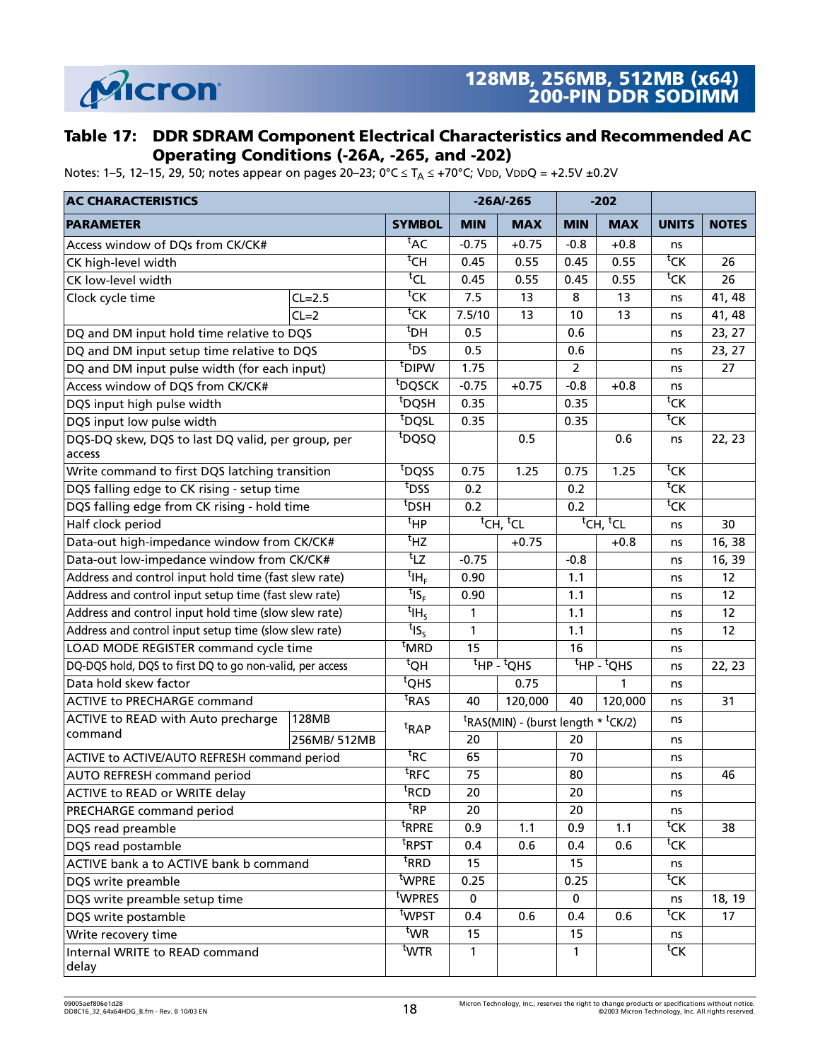## Table 17: DDR SDRAM Component Electrical Characteristics and Recommended AC Operating Conditions (-26A, -265, and -202)

Notes: 1–5, 12–15, 29, 50; notes appear on pages 20–23; 0°C ≤ $T_A$ ≤ +70°C; VDD, VDDQ = +2.5V ±0.2V

| AC CHARACTERISTICS | | | -26A/-265 | | -202 | | | |
|---|---|---|---|---|---|---|---|---|
| **PARAMETER** | | **SYMBOL** | **MIN** | **MAX** | **MIN** | **MAX** | **UNITS** | **NOTES** |
| Access window of DQs from CK/CK# | | $^tAC$ | -0.75 | +0.75 | -0.8 | +0.8 | ns | |
| CK high-level width | | $^tCH$ | 0.45 | 0.55 | 0.45 | 0.55 | $^tCK$ | 26 |
| CK low-level width | | $^tCL$ | 0.45 | 0.55 | 0.45 | 0.55 | $^tCK$ | 26 |
| Clock cycle time | CL=2.5 | $^tCK$ | 7.5 | 13 | 8 | 13 | ns | 41, 48 |
| | CL=2 | $^tCK$ | 7.5/10 | 13 | 10 | 13 | ns | 41, 48 |
| DQ and DM input hold time relative to DQS | | $^tDH$ | 0.5 | | 0.6 | | ns | 23, 27 |
| DQ and DM input setup time relative to DQS | | $^tDS$ | 0.5 | | 0.6 | | ns | 23, 27 |
| DQ and DM input pulse width (for each input) | | $^tDIPW$ | 1.75 | | 2 | | ns | 27 |
| Access window of DQS from CK/CK# | | $^tDQSCK$ | -0.75 | +0.75 | -0.8 | +0.8 | ns | |
| DQS input high pulse width | | $^tDQSH$ | 0.35 | | 0.35 | | $^tCK$ | |
| DQS input low pulse width | | $^tDQSL$ | 0.35 | | 0.35 | | $^tCK$ | |
| DQS-DQ skew, DQS to last DQ valid, per group, per access | | $^tDQSQ$ | | 0.5 | | 0.6 | ns | 22, 23 |
| Write command to first DQS latching transition | | $^tDQSS$ | 0.75 | 1.25 | 0.75 | 1.25 | $^tCK$ | |
| DQS falling edge to CK rising - setup time | | $^tDSS$ | 0.2 | | 0.2 | | $^tCK$ | |
| DQS falling edge from CK rising - hold time | | $^tDSH$ | 0.2 | | 0.2 | | $^tCK$ | |
| Half clock period | | $^tHP$ | $^tCH$, $^tCL$ | | $^tCH$, $^tCL$ | | ns | 30 |
| Data-out high-impedance window from CK/CK# | | $^tHZ$ | | +0.75 | | +0.8 | ns | 16, 38 |
| Data-out low-impedance window from CK/CK# | | $^tLZ$ | -0.75 | | -0.8 | | ns | 16, 39 |
| Address and control input hold time (fast slew rate) | | $^tIH_F$ | 0.90 | | 1.1 | | ns | 12 |
| Address and control input setup time (fast slew rate) | | $^tIS_F$ | 0.90 | | 1.1 | | ns | 12 |
| Address and control input hold time (slow slew rate) | | $^tIH_S$ | 1 | | 1.1 | | ns | 12 |
| Address and control input setup time (slow slew rate) | | $^tIS_S$ | 1 | | 1.1 | | ns | 12 |
| LOAD MODE REGISTER command cycle time | | $^tMRD$ | 15 | | 16 | | ns | |
| DQ-DQS hold, DQS to first DQ to go non-valid, per access | | $^tQH$ | $^tHP$ - $^tQHS$ | | $^tHP$ - $^tQHS$ | | ns | 22, 23 |
| Data hold skew factor | | $^tQHS$ | | 0.75 | | 1 | ns | |
| ACTIVE to PRECHARGE command | | $^tRAS$ | 40 | 120,000 | 40 | 120,000 | ns | 31 |
| ACTIVE to READ with Auto precharge command | 128MB | $^tRAP$ | $^tRAS(MIN)$ - (burst length * $^tCK/2$) | | | | ns | |
| | 256MB/ 512MB | | 20 | | 20 | | ns | |
| ACTIVE to ACTIVE/AUTO REFRESH command period | | $^tRC$ | 65 | | 70 | | ns | |
| AUTO REFRESH command period | | $^tRFC$ | 75 | | 80 | | ns | 46 |
| ACTIVE to READ or WRITE delay | | $^tRCD$ | 20 | | 20 | | ns | |
| PRECHARGE command period | | $^tRP$ | 20 | | 20 | | ns | |
| DQS read preamble | | $^tRPRE$ | 0.9 | 1.1 | 0.9 | 1.1 | $^tCK$ | 38 |
| DQS read postamble | | $^tRPST$ | 0.4 | 0.6 | 0.4 | 0.6 | $^tCK$ | |
| ACTIVE bank a to ACTIVE bank b command | | $^tRRD$ | 15 | | 15 | | ns | |
| DQS write preamble | | $^tWPRE$ | 0.25 | | 0.25 | | $^tCK$ | |
| DQS write preamble setup time | | $^tWPRES$ | 0 | | 0 | | ns | 18, 19 |
| DQS write postamble | | $^tWPST$ | 0.4 | 0.6 | 0.4 | 0.6 | $^tCK$ | 17 |
| Write recovery time | | $^tWR$ | 15 | | 15 | | ns | |
| Internal WRITE to READ command delay | | $^tWTR$ | 1 | | 1 | | $^tCK$ | |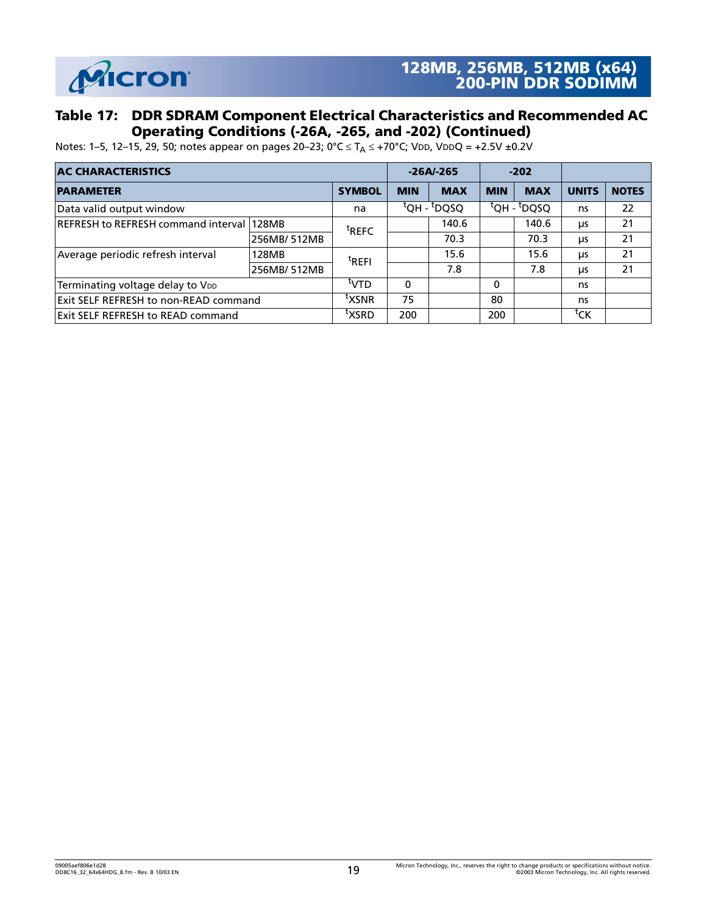### Table 17: DDR SDRAM Component Electrical Characteristics and Recommended AC Operating Conditions (-26A, -265, and -202) (Continued)

Notes: 1–5, 12–15, 29, 50; notes appear on pages 20–23; 0°C ≤ $T_A$ ≤ +70°C; VDD, VDDQ = +2.5V ±0.2V

| AC CHARACTERISTICS | | | -26A/-265 | | -202 | | | |
|---|---|---|---|---|---|---|---|---|
| PARAMETER | | SYMBOL | MIN | MAX | MIN | MAX | UNITS | NOTES |
| Data valid output window | | na | $^tQH$ - $^tDQSQ$ | | $^tQH$ - $^tDQSQ$ | | ns | 22 |
| REFRESH to REFRESH command interval | 128MB | $^tREFC$ | | 140.6 | | 140.6 | µs | 21 |
| | 256MB/ 512MB | | | 70.3 | | 70.3 | µs | 21 |
| Average periodic refresh interval | 128MB | $^tREFI$ | | 15.6 | | 15.6 | µs | 21 |
| | 256MB/ 512MB | | | 7.8 | | 7.8 | µs | 21 |
| Terminating voltage delay to VDD | | $^tVTD$ | 0 | | 0 | | ns | |
| Exit SELF REFRESH to non-READ command | | $^tXSNR$ | 75 | | 80 | | ns | |
| Exit SELF REFRESH to READ command | | $^tXSRD$ | 200 | | 200 | | $^tCK$ | |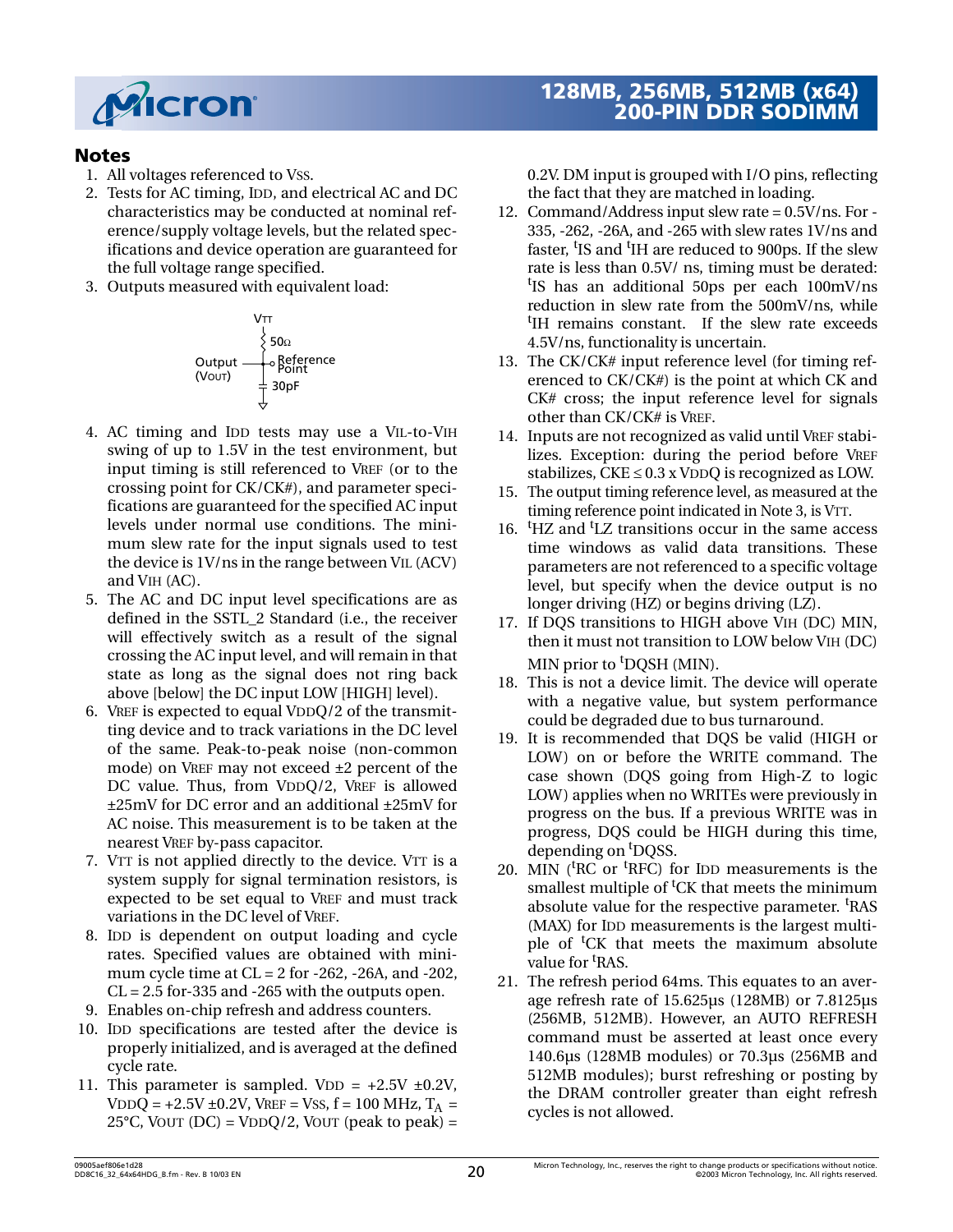## Notes

1. All voltages referenced to $V_{SS}$.
2. Tests for AC timing, $I_{DD}$, and electrical AC and DC characteristics may be conducted at nominal reference/supply voltage levels, but the related specifications and device operation are guaranteed for the full voltage range specified.
3. Outputs measured with equivalent load:

   Output ($V_{OUT}$) — Reference Point; $V_{TT}$ through 50Ω; 30pF to ground

4. AC timing and $I_{DD}$ tests may use a $V_{IL}$-to-$V_{IH}$ swing of up to 1.5V in the test environment, but input timing is still referenced to $V_{REF}$ (or to the crossing point for CK/CK#), and parameter specifications are guaranteed for the specified AC input levels under normal use conditions. The minimum slew rate for the input signals used to test the device is 1V/ns in the range between $V_{IL}$ (ACV) and $V_{IH}$ (AC).
5. The AC and DC input level specifications are as defined in the SSTL_2 Standard (i.e., the receiver will effectively switch as a result of the signal crossing the AC input level, and will remain in that state as long as the signal does not ring back above [below] the DC input LOW [HIGH] level).
6. $V_{REF}$ is expected to equal $V_{DD}Q/2$ of the transmitting device and to track variations in the DC level of the same. Peak-to-peak noise (non-common mode) on $V_{REF}$ may not exceed ±2 percent of the DC value. Thus, from $V_{DD}Q/2$, $V_{REF}$ is allowed ±25mV for DC error and an additional ±25mV for AC noise. This measurement is to be taken at the nearest $V_{REF}$ by-pass capacitor.
7. $V_{TT}$ is not applied directly to the device. $V_{TT}$ is a system supply for signal termination resistors, is expected to be set equal to $V_{REF}$ and must track variations in the DC level of $V_{REF}$.
8. $I_{DD}$ is dependent on output loading and cycle rates. Specified values are obtained with minimum cycle time at CL = 2 for -262, -26A, and -202, CL = 2.5 for-335 and -265 with the outputs open.
9. Enables on-chip refresh and address counters.
10. $I_{DD}$ specifications are tested after the device is properly initialized, and is averaged at the defined cycle rate.
11. This parameter is sampled. $V_{DD}$ = +2.5V ±0.2V, $V_{DD}Q$ = +2.5V ±0.2V, $V_{REF}$ = $V_{SS}$, f = 100 MHz, $T_A$ = 25°C, $V_{OUT}$ (DC) = $V_{DD}Q/2$, $V_{OUT}$ (peak to peak) = 0.2V. DM input is grouped with I/O pins, reflecting the fact that they are matched in loading.
12. Command/Address input slew rate = 0.5V/ns. For -335, -262, -26A, and -265 with slew rates 1V/ns and faster, $^tIS$ and $^tIH$ are reduced to 900ps. If the slew rate is less than 0.5V/ ns, timing must be derated: $^tIS$ has an additional 50ps per each 100mV/ns reduction in slew rate from the 500mV/ns, while $^tIH$ remains constant. If the slew rate exceeds 4.5V/ns, functionality is uncertain.
13. The CK/CK# input reference level (for timing referenced to CK/CK#) is the point at which CK and CK# cross; the input reference level for signals other than CK/CK# is $V_{REF}$.
14. Inputs are not recognized as valid until $V_{REF}$ stabilizes. Exception: during the period before $V_{REF}$ stabilizes, CKE ≤ 0.3 x $V_{DD}Q$ is recognized as LOW.
15. The output timing reference level, as measured at the timing reference point indicated in Note 3, is $V_{TT}$.
16. $^tHZ$ and $^tLZ$ transitions occur in the same access time windows as valid data transitions. These parameters are not referenced to a specific voltage level, but specify when the device output is no longer driving (HZ) or begins driving (LZ).
17. If DQS transitions to HIGH above $V_{IH}$ (DC) MIN, then it must not transition to LOW below $V_{IH}$ (DC) MIN prior to $^tDQSH$ (MIN).
18. This is not a device limit. The device will operate with a negative value, but system performance could be degraded due to bus turnaround.
19. It is recommended that DQS be valid (HIGH or LOW) on or before the WRITE command. The case shown (DQS going from High-Z to logic LOW) applies when no WRITEs were previously in progress on the bus. If a previous WRITE was in progress, DQS could be HIGH during this time, depending on $^tDQSS$.
20. MIN ($^tRC$ or $^tRFC$) for $I_{DD}$ measurements is the smallest multiple of $^tCK$ that meets the minimum absolute value for the respective parameter. $^tRAS$ (MAX) for $I_{DD}$ measurements is the largest multiple of $^tCK$ that meets the maximum absolute value for $^tRAS$.
21. The refresh period 64ms. This equates to an average refresh rate of 15.625µs (128MB) or 7.8125µs (256MB, 512MB). However, an AUTO REFRESH command must be asserted at least once every 140.6µs (128MB modules) or 70.3µs (256MB and 512MB modules); burst refreshing or posting by the DRAM controller greater than eight refresh cycles is not allowed.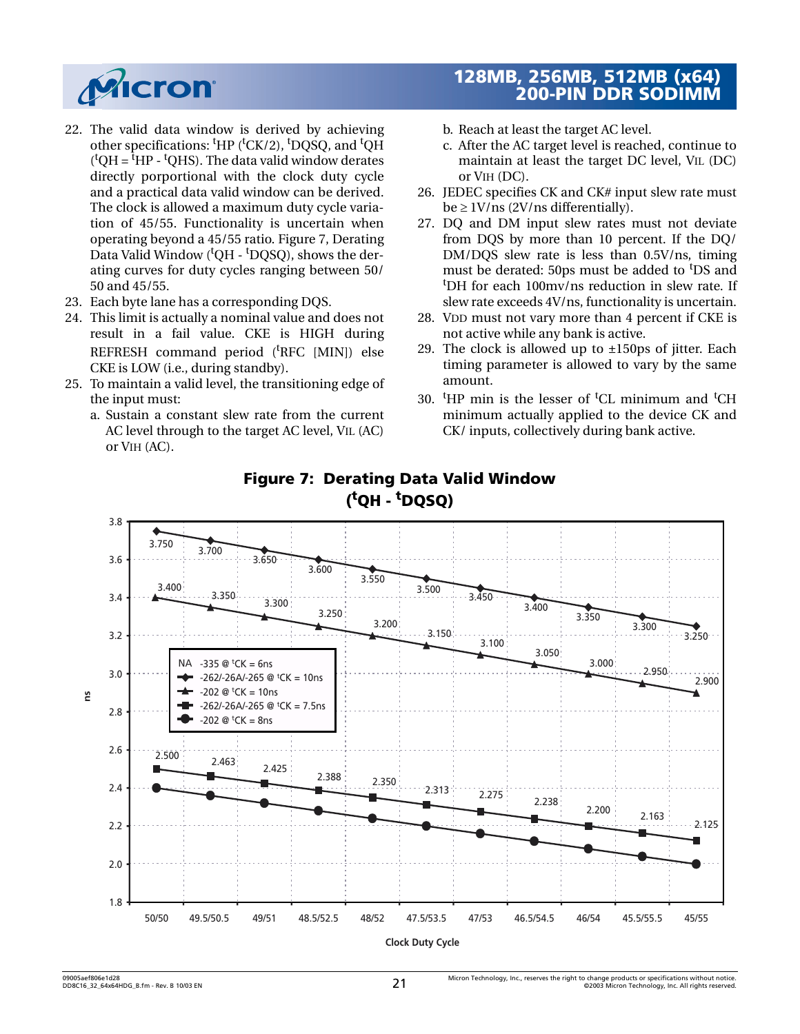22. The valid data window is derived by achieving other specifications: ${}^tHP$ (${}^tCK/2$), ${}^tDQSQ$, and ${}^tQH$ (${}^tQH = {}^tHP - {}^tQHS$). The data valid window derates directly porportional with the clock duty cycle and a practical data valid window can be derived. The clock is allowed a maximum duty cycle variation of 45/55. Functionality is uncertain when operating beyond a 45/55 ratio. Figure 7, Derating Data Valid Window (${}^tQH - {}^tDQSQ$), shows the derating curves for duty cycles ranging between 50/50 and 45/55.
23. Each byte lane has a corresponding DQS.
24. This limit is actually a nominal value and does not result in a fail value. CKE is HIGH during REFRESH command period (${}^tRFC$ [MIN]) else CKE is LOW (i.e., during standby).
25. To maintain a valid level, the transitioning edge of the input must:
    a. Sustain a constant slew rate from the current AC level through to the target AC level, $V_{IL}$ (AC) or $V_{IH}$ (AC).
    b. Reach at least the target AC level.
    c. After the AC target level is reached, continue to maintain at least the target DC level, $V_{IL}$ (DC) or $V_{IH}$ (DC).
26. JEDEC specifies CK and CK# input slew rate must be ≥ 1V/ns (2V/ns differentially).
27. DQ and DM input slew rates must not deviate from DQS by more than 10 percent. If the DQ/DM/DQS slew rate is less than 0.5V/ns, timing must be derated: 50ps must be added to ${}^tDS$ and ${}^tDH$ for each 100mv/ns reduction in slew rate. If slew rate exceeds 4V/ns, functionality is uncertain.
28. $V_{DD}$ must not vary more than 4 percent if CKE is not active while any bank is active.
29. The clock is allowed up to ±150ps of jitter. Each timing parameter is allowed to vary by the same amount.
30. ${}^tHP$ min is the lesser of ${}^tCL$ minimum and ${}^tCH$ minimum actually applied to the device CK and CK/ inputs, collectively during bank active.

**Figure 7: Derating Data Valid Window (${}^tQH$ - ${}^tDQSQ$)**

| Clock Duty Cycle | -262/-26A/-265 @ ${}^tCK$ = 10ns | -202 @ ${}^tCK$ = 10ns | -262/-26A/-265 @ ${}^tCK$ = 7.5ns | -202 @ ${}^tCK$ = 8ns |
|---|---|---|---|---|
| 50/50 | 3.750 | 3.400 | 2.500 | |
| 49.5/50.5 | 3.700 | 3.350 | 2.463 | |
| 49/51 | 3.650 | 3.300 | 2.425 | |
| 48.5/52.5 | 3.600 | 3.250 | 2.388 | |
| 48/52 | 3.550 | 3.200 | 2.350 | |
| 47.5/53.5 | 3.500 | 3.150 | 2.313 | |
| 47/53 | 3.450 | 3.100 | 2.275 | |
| 46.5/54.5 | 3.400 | 3.050 | 2.238 | |
| 46/54 | 3.350 | 3.000 | 2.200 | |
| 45.5/55.5 | 3.300 | 2.950 | 2.163 | |
| 45/55 | 3.250 | 2.900 | 2.125 | |

Legend: NA -335 @ ${}^tCK$ = 6ns; -262/-26A/-265 @ ${}^tCK$ = 10ns; -202 @ ${}^tCK$ = 10ns; -262/-26A/-265 @ ${}^tCK$ = 7.5ns; -202 @ ${}^tCK$ = 8ns

Y-axis: ns (1.8 to 3.8); X-axis: Clock Duty Cycle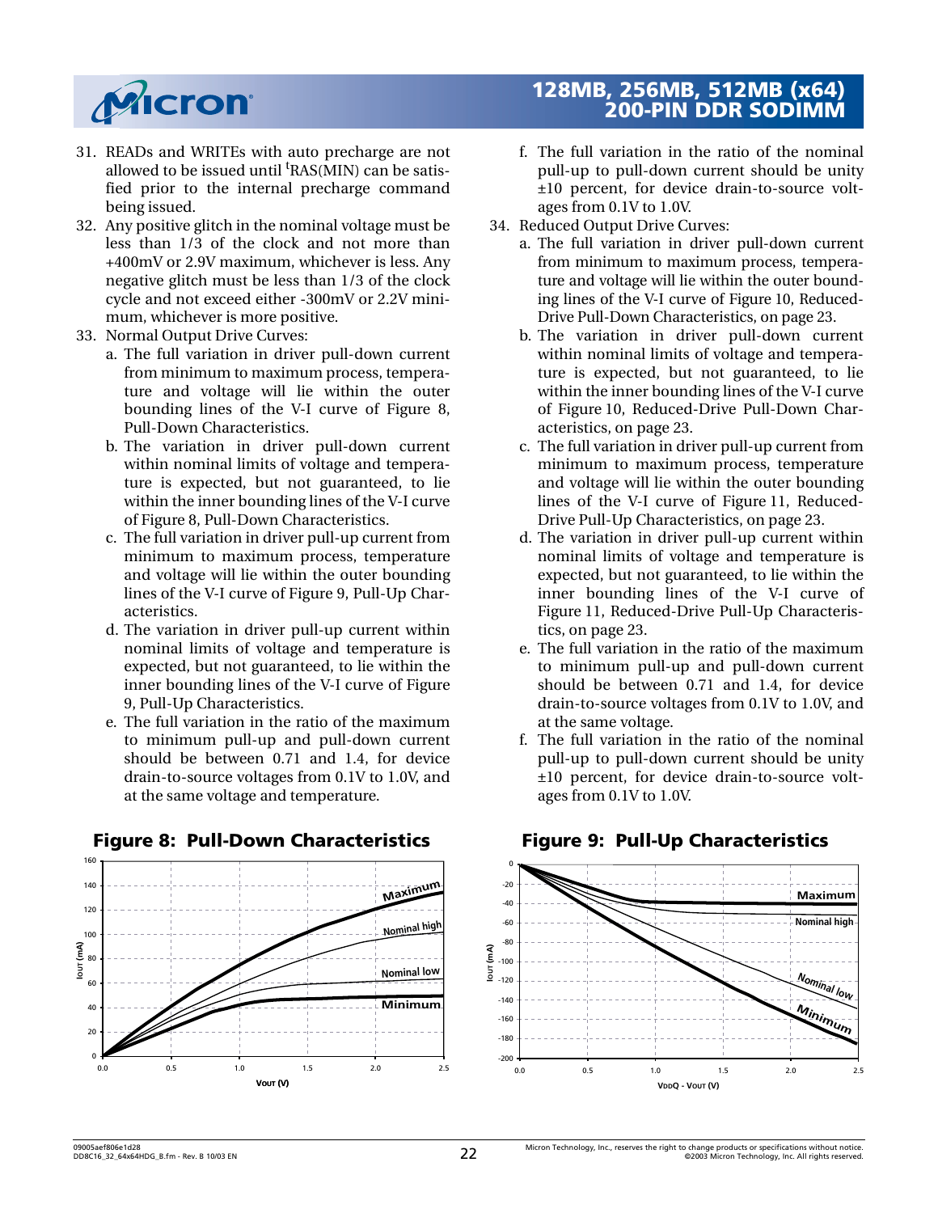31. READs and WRITEs with auto precharge are not allowed to be issued until $^{t}$RAS(MIN) can be satisfied prior to the internal precharge command being issued.
32. Any positive glitch in the nominal voltage must be less than 1/3 of the clock and not more than +400mV or 2.9V maximum, whichever is less. Any negative glitch must be less than 1/3 of the clock cycle and not exceed either -300mV or 2.2V minimum, whichever is more positive.
33. Normal Output Drive Curves:
    a. The full variation in driver pull-down current from minimum to maximum process, temperature and voltage will lie within the outer bounding lines of the V-I curve of Figure 8, Pull-Down Characteristics.
    b. The variation in driver pull-down current within nominal limits of voltage and temperature is expected, but not guaranteed, to lie within the inner bounding lines of the V-I curve of Figure 8, Pull-Down Characteristics.
    c. The full variation in driver pull-up current from minimum to maximum process, temperature and voltage will lie within the outer bounding lines of the V-I curve of Figure 9, Pull-Up Characteristics.
    d. The variation in driver pull-up current within nominal limits of voltage and temperature is expected, but not guaranteed, to lie within the inner bounding lines of the V-I curve of Figure 9, Pull-Up Characteristics.
    e. The full variation in the ratio of the maximum to minimum pull-up and pull-down current should be between 0.71 and 1.4, for device drain-to-source voltages from 0.1V to 1.0V, and at the same voltage and temperature.
    f. The full variation in the ratio of the nominal pull-up to pull-down current should be unity ±10 percent, for device drain-to-source voltages from 0.1V to 1.0V.
34. Reduced Output Drive Curves:
    a. The full variation in driver pull-down current from minimum to maximum process, temperature and voltage will lie within the outer bounding lines of the V-I curve of Figure 10, Reduced-Drive Pull-Down Characteristics, on page 23.
    b. The variation in driver pull-down current within nominal limits of voltage and temperature is expected, but not guaranteed, to lie within the inner bounding lines of the V-I curve of Figure 10, Reduced-Drive Pull-Down Characteristics, on page 23.
    c. The full variation in driver pull-up current from minimum to maximum process, temperature and voltage will lie within the outer bounding lines of the V-I curve of Figure 11, Reduced-Drive Pull-Up Characteristics, on page 23.
    d. The variation in driver pull-up current within nominal limits of voltage and temperature is expected, but not guaranteed, to lie within the inner bounding lines of the V-I curve of Figure 11, Reduced-Drive Pull-Up Characteristics, on page 23.
    e. The full variation in the ratio of the maximum to minimum pull-up and pull-down current should be between 0.71 and 1.4, for device drain-to-source voltages from 0.1V to 1.0V, and at the same voltage.
    f. The full variation in the ratio of the nominal pull-up to pull-down current should be unity ±10 percent, for device drain-to-source voltages from 0.1V to 1.0V.

## Figure 8: Pull-Down Characteristics

## Figure 9: Pull-Up Characteristics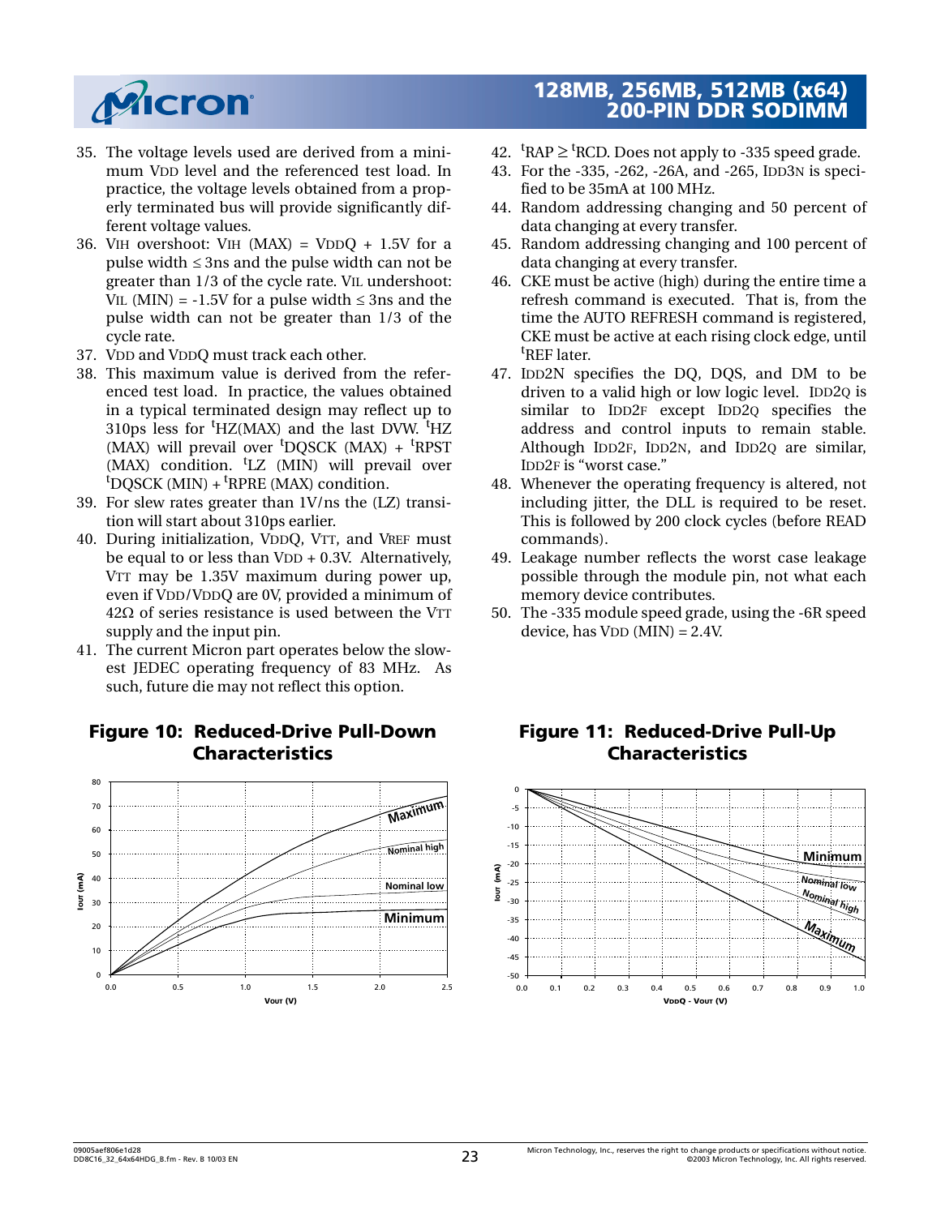35. The voltage levels used are derived from a minimum VDD level and the referenced test load. In practice, the voltage levels obtained from a properly terminated bus will provide significantly different voltage values.
36. VIH overshoot: VIH (MAX) = VDDQ + 1.5V for a pulse width ≤ 3ns and the pulse width can not be greater than 1/3 of the cycle rate. VIL undershoot: VIL (MIN) = -1.5V for a pulse width ≤ 3ns and the pulse width can not be greater than 1/3 of the cycle rate.
37. VDD and VDDQ must track each other.
38. This maximum value is derived from the referenced test load. In practice, the values obtained in a typical terminated design may reflect up to 310ps less for tHZ(MAX) and the last DVW. tHZ (MAX) will prevail over tDQSCK (MAX) + tRPST (MAX) condition. tLZ (MIN) will prevail over tDQSCK (MIN) + tRPRE (MAX) condition.
39. For slew rates greater than 1V/ns the (LZ) transition will start about 310ps earlier.
40. During initialization, VDDQ, VTT, and VREF must be equal to or less than VDD + 0.3V. Alternatively, VTT may be 1.35V maximum during power up, even if VDD/VDDQ are 0V, provided a minimum of 42Ω of series resistance is used between the VTT supply and the input pin.
41. The current Micron part operates below the slowest JEDEC operating frequency of 83 MHz. As such, future die may not reflect this option.
42. tRAP ≥ tRCD. Does not apply to -335 speed grade.
43. For the -335, -262, -26A, and -265, IDD3N is specified to be 35mA at 100 MHz.
44. Random addressing changing and 50 percent of data changing at every transfer.
45. Random addressing changing and 100 percent of data changing at every transfer.
46. CKE must be active (high) during the entire time a refresh command is executed. That is, from the time the AUTO REFRESH command is registered, CKE must be active at each rising clock edge, until tREF later.
47. IDD2N specifies the DQ, DQS, and DM to be driven to a valid high or low logic level. IDD2Q is similar to IDD2F except IDD2Q specifies the address and control inputs to remain stable. Although IDD2F, IDD2N, and IDD2Q are similar, IDD2F is "worst case."
48. Whenever the operating frequency is altered, not including jitter, the DLL is required to be reset. This is followed by 200 clock cycles (before READ commands).
49. Leakage number reflects the worst case leakage possible through the module pin, not what each memory device contributes.
50. The -335 module speed grade, using the -6R speed device, has VDD (MIN) = 2.4V.

**Figure 10: Reduced-Drive Pull-Down Characteristics**

**Figure 11: Reduced-Drive Pull-Up Characteristics**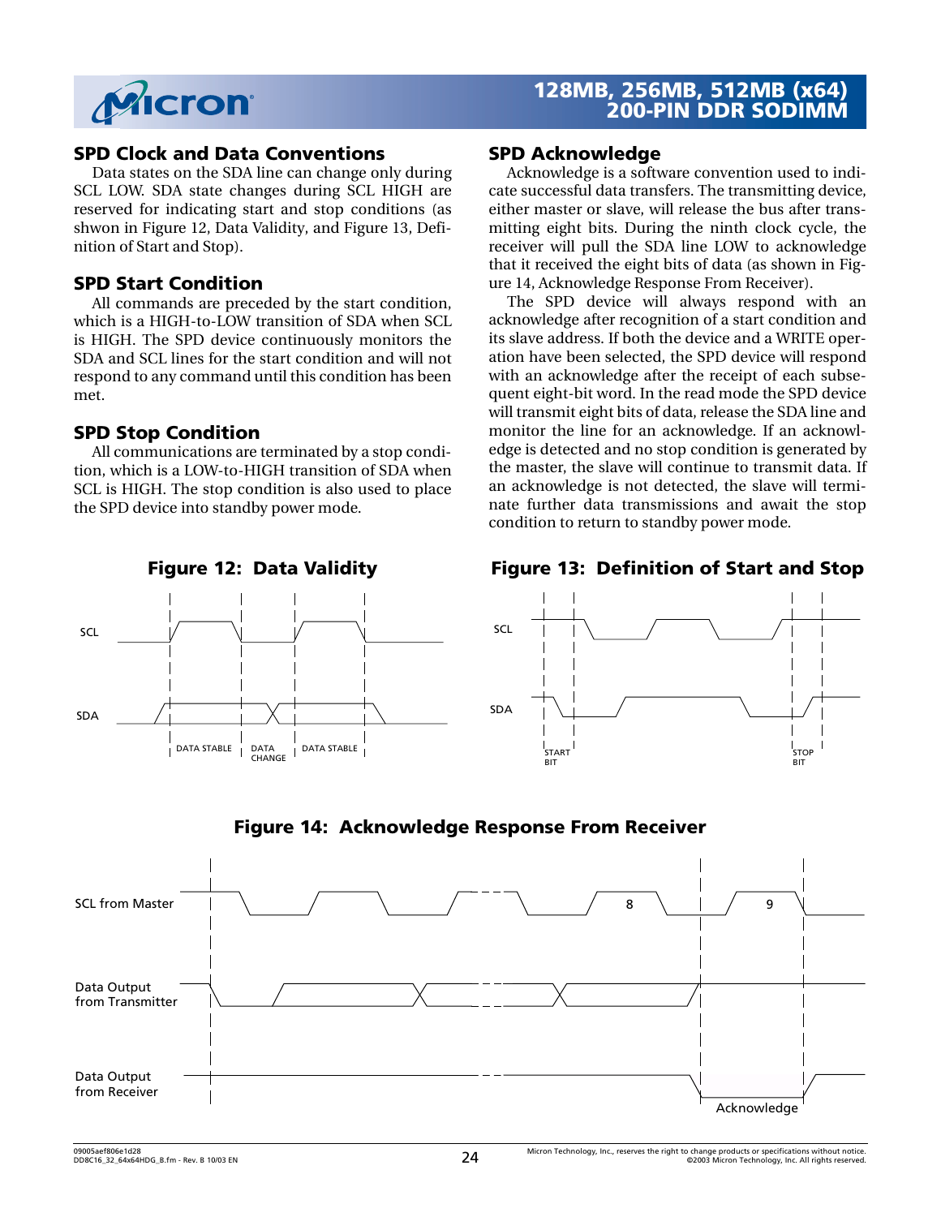## SPD Clock and Data Conventions

Data states on the SDA line can change only during SCL LOW. SDA state changes during SCL HIGH are reserved for indicating start and stop conditions (as shwon in Figure 12, Data Validity, and Figure 13, Definition of Start and Stop).

## SPD Start Condition

All commands are preceded by the start condition, which is a HIGH-to-LOW transition of SDA when SCL is HIGH. The SPD device continuously monitors the SDA and SCL lines for the start condition and will not respond to any command until this condition has been met.

## SPD Stop Condition

All communications are terminated by a stop condition, which is a LOW-to-HIGH transition of SDA when SCL is HIGH. The stop condition is also used to place the SPD device into standby power mode.

## SPD Acknowledge

Acknowledge is a software convention used to indicate successful data transfers. The transmitting device, either master or slave, will release the bus after transmitting eight bits. During the ninth clock cycle, the receiver will pull the SDA line LOW to acknowledge that it received the eight bits of data (as shown in Figure 14, Acknowledge Response From Receiver).

The SPD device will always respond with an acknowledge after recognition of a start condition and its slave address. If both the device and a WRITE operation have been selected, the SPD device will respond with an acknowledge after the receipt of each subsequent eight-bit word. In the read mode the SPD device will transmit eight bits of data, release the SDA line and monitor the line for an acknowledge. If an acknowledge is detected and no stop condition is generated by the master, the slave will continue to transmit data. If an acknowledge is not detected, the slave will terminate further data transmissions and await the stop condition to return to standby power mode.

**Figure 12: Data Validity**

SCL

SDA

DATA STABLE | DATA CHANGE | DATA STABLE

**Figure 13: Definition of Start and Stop**

SCL

SDA

START BIT | STOP BIT

**Figure 14: Acknowledge Response From Receiver**

SCL from Master — 8 — 9

Data Output from Transmitter

Data Output from Receiver

Acknowledge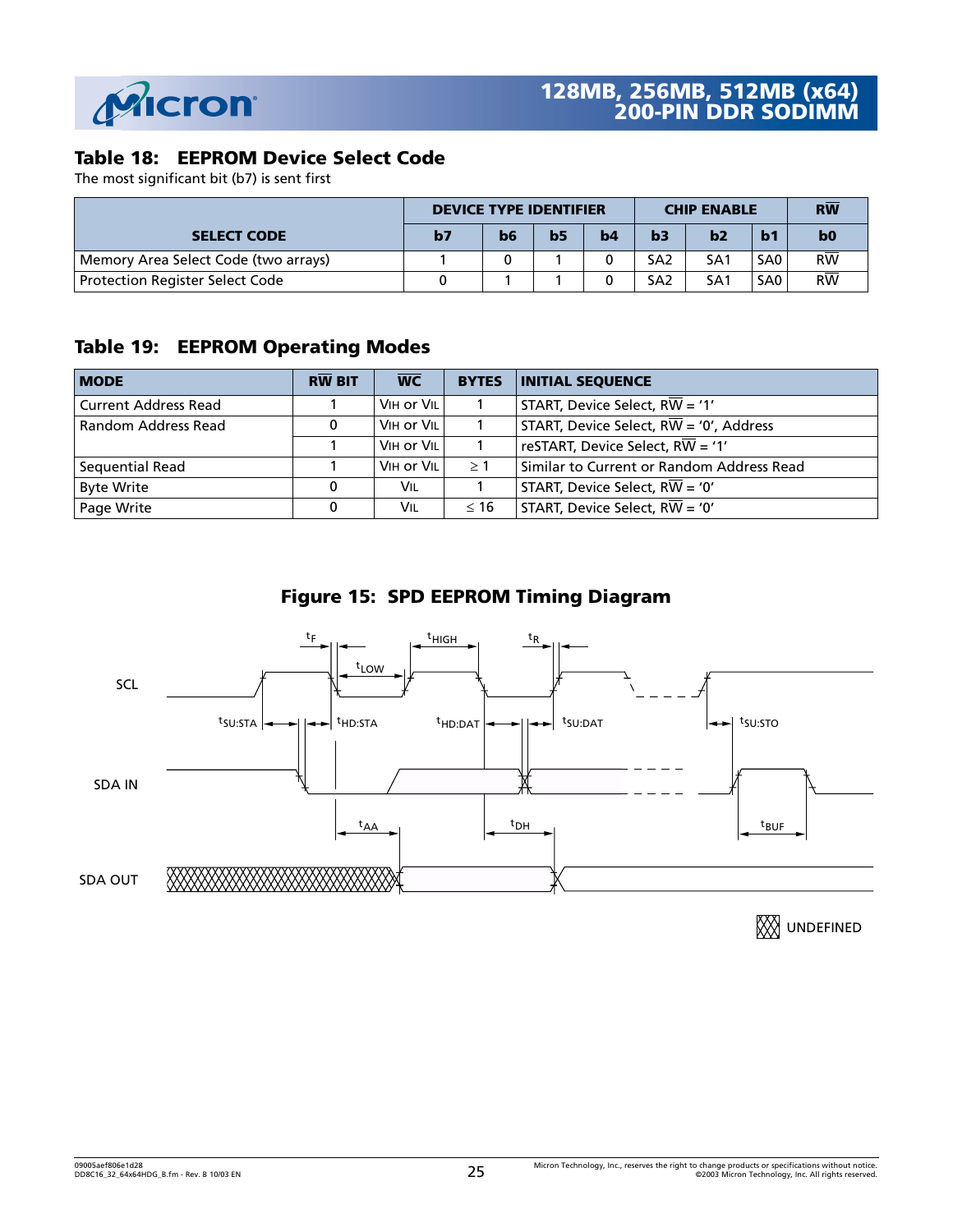## Table 18: EEPROM Device Select Code

The most significant bit (b7) is sent first

| SELECT CODE | DEVICE TYPE IDENTIFIER | | | | CHIP ENABLE | | | R$\overline{W}$ |
|---|---|---|---|---|---|---|---|---|
| | b7 | b6 | b5 | b4 | b3 | b2 | b1 | b0 |
| Memory Area Select Code (two arrays) | 1 | 0 | 1 | 0 | SA2 | SA1 | SA0 | R$\overline{W}$ |
| Protection Register Select Code | 0 | 1 | 1 | 0 | SA2 | SA1 | SA0 | R$\overline{W}$ |

## Table 19: EEPROM Operating Modes

| MODE | R$\overline{W}$ BIT | $\overline{WC}$ | BYTES | INITIAL SEQUENCE |
|---|---|---|---|---|
| Current Address Read | 1 | $V_{IH}$ or $V_{IL}$ | 1 | START, Device Select, R$\overline{W}$ = '1' |
| Random Address Read | 0 | $V_{IH}$ or $V_{IL}$ | 1 | START, Device Select, R$\overline{W}$ = '0', Address |
| | 1 | $V_{IH}$ or $V_{IL}$ | 1 | reSTART, Device Select, R$\overline{W}$ = '1' |
| Sequential Read | 1 | $V_{IH}$ or $V_{IL}$ | ≥ 1 | Similar to Current or Random Address Read |
| Byte Write | 0 | $V_{IL}$ | 1 | START, Device Select, R$\overline{W}$ = '0' |
| Page Write | 0 | $V_{IL}$ | ≤ 16 | START, Device Select, R$\overline{W}$ = '0' |

## Figure 15: SPD EEPROM Timing Diagram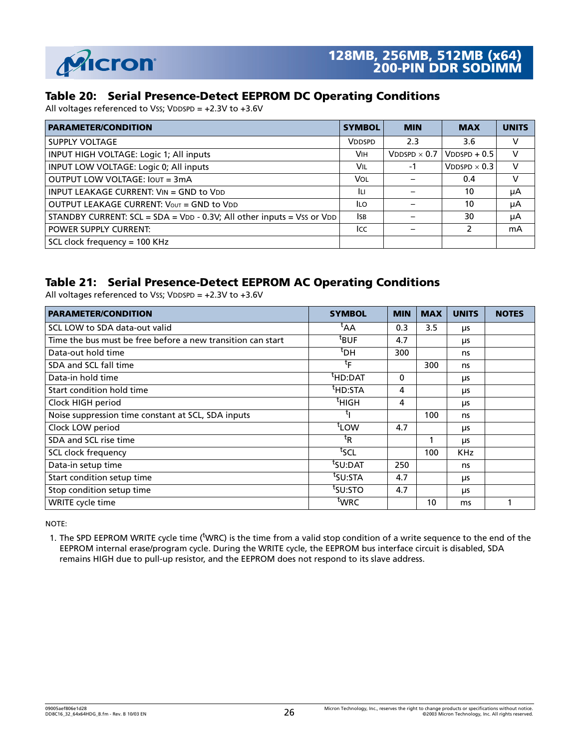## Table 20: Serial Presence-Detect EEPROM DC Operating Conditions

All voltages referenced to $V_{SS}$; $V_{DDSPD}$ = +2.3V to +3.6V

| PARAMETER/CONDITION | SYMBOL | MIN | MAX | UNITS |
|---|---|---|---|---|
| SUPPLY VOLTAGE | $V_{DDSPD}$ | 2.3 | 3.6 | V |
| INPUT HIGH VOLTAGE: Logic 1; All inputs | $V_{IH}$ | $V_{DDSPD} \times 0.7$ | $V_{DDSPD} + 0.5$ | V |
| INPUT LOW VOLTAGE: Logic 0; All inputs | $V_{IL}$ | -1 | $V_{DDSPD} \times 0.3$ | V |
| OUTPUT LOW VOLTAGE: $I_{OUT}$ = 3mA | $V_{OL}$ | – | 0.4 | V |
| INPUT LEAKAGE CURRENT: $V_{IN}$ = GND to $V_{DD}$ | $I_{LI}$ | – | 10 | µA |
| OUTPUT LEAKAGE CURRENT: $V_{OUT}$ = GND to $V_{DD}$ | $I_{LO}$ | – | 10 | µA |
| STANDBY CURRENT: SCL = SDA = $V_{DD}$ - 0.3V; All other inputs = $V_{SS}$ or $V_{DD}$ | $I_{SB}$ | – | 30 | µA |
| POWER SUPPLY CURRENT: | $I_{CC}$ | – | 2 | mA |
| SCL clock frequency = 100 KHz | | | | |

## Table 21: Serial Presence-Detect EEPROM AC Operating Conditions

All voltages referenced to $V_{SS}$; $V_{DDSPD}$ = +2.3V to +3.6V

| PARAMETER/CONDITION | SYMBOL | MIN | MAX | UNITS | NOTES |
|---|---|---|---|---|---|
| SCL LOW to SDA data-out valid | $^tAA$ | 0.3 | 3.5 | µs | |
| Time the bus must be free before a new transition can start | $^tBUF$ | 4.7 | | µs | |
| Data-out hold time | $^tDH$ | 300 | | ns | |
| SDA and SCL fall time | $^tF$ | | 300 | ns | |
| Data-in hold time | $^tHD:DAT$ | 0 | | µs | |
| Start condition hold time | $^tHD:STA$ | 4 | | µs | |
| Clock HIGH period | $^tHIGH$ | 4 | | µs | |
| Noise suppression time constant at SCL, SDA inputs | $^tI$ | | 100 | ns | |
| Clock LOW period | $^tLOW$ | 4.7 | | µs | |
| SDA and SCL rise time | $^tR$ | | 1 | µs | |
| SCL clock frequency | $^tSCL$ | | 100 | KHz | |
| Data-in setup time | $^tSU:DAT$ | 250 | | ns | |
| Start condition setup time | $^tSU:STA$ | 4.7 | | µs | |
| Stop condition setup time | $^tSU:STO$ | 4.7 | | µs | |
| WRITE cycle time | $^tWRC$ | | 10 | ms | 1 |

NOTE:

1. The SPD EEPROM WRITE cycle time ($^tWRC$) is the time from a valid stop condition of a write sequence to the end of the EEPROM internal erase/program cycle. During the WRITE cycle, the EEPROM bus interface circuit is disabled, SDA remains HIGH due to pull-up resistor, and the EEPROM does not respond to its slave address.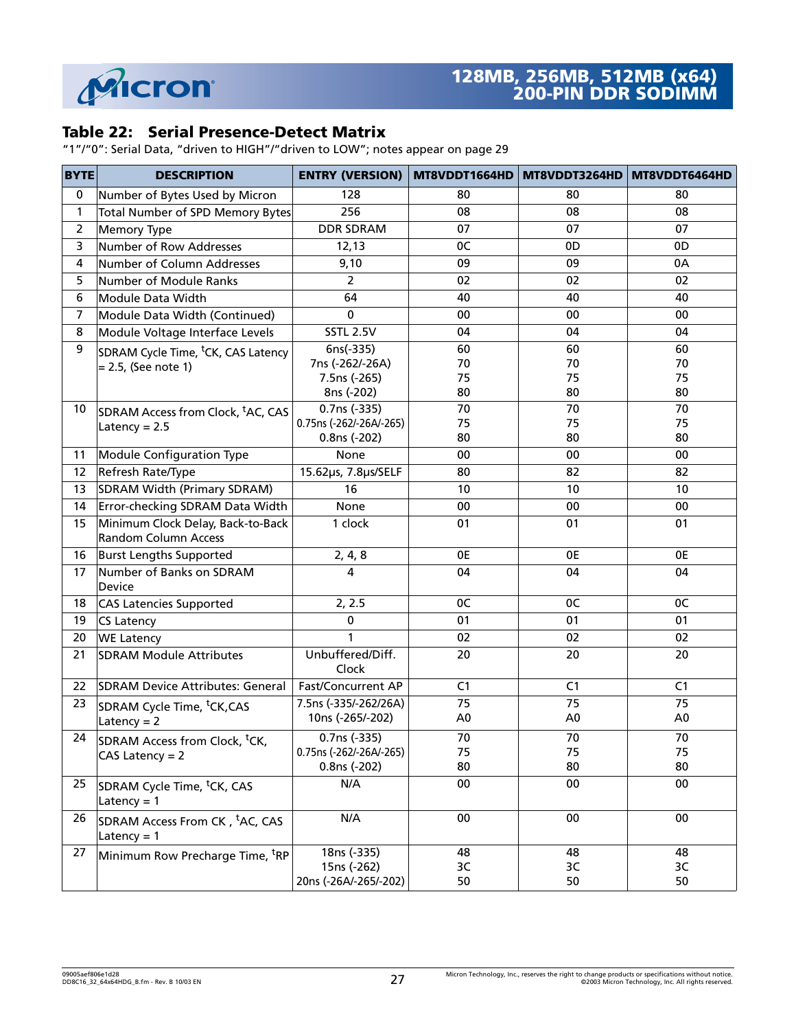## Table 22: Serial Presence-Detect Matrix

"1"/"0": Serial Data, "driven to HIGH"/"driven to LOW"; notes appear on page 29

| BYTE | DESCRIPTION | ENTRY (VERSION) | MT8VDDT1664HD | MT8VDDT3264HD | MT8VDDT6464HD |
|---|---|---|---|---|---|
| 0 | Number of Bytes Used by Micron | 128 | 80 | 80 | 80 |
| 1 | Total Number of SPD Memory Bytes | 256 | 08 | 08 | 08 |
| 2 | Memory Type | DDR SDRAM | 07 | 07 | 07 |
| 3 | Number of Row Addresses | 12,13 | 0C | 0D | 0D |
| 4 | Number of Column Addresses | 9,10 | 09 | 09 | 0A |
| 5 | Number of Module Ranks | 2 | 02 | 02 | 02 |
| 6 | Module Data Width | 64 | 40 | 40 | 40 |
| 7 | Module Data Width (Continued) | 0 | 00 | 00 | 00 |
| 8 | Module Voltage Interface Levels | SSTL 2.5V | 04 | 04 | 04 |
| 9 | SDRAM Cycle Time, $^{t}$CK, CAS Latency = 2.5, (See note 1) | 6ns(-335)<br>7ns (-262/-26A)<br>7.5ns (-265)<br>8ns (-202) | 60<br>70<br>75<br>80 | 60<br>70<br>75<br>80 | 60<br>70<br>75<br>80 |
| 10 | SDRAM Access from Clock, $^{t}$AC, CAS Latency = 2.5 | 0.7ns (-335)<br>0.75ns (-262/-26A/-265)<br>0.8ns (-202) | 70<br>75<br>80 | 70<br>75<br>80 | 70<br>75<br>80 |
| 11 | Module Configuration Type | None | 00 | 00 | 00 |
| 12 | Refresh Rate/Type | 15.62µs, 7.8µs/SELF | 80 | 82 | 82 |
| 13 | SDRAM Width (Primary SDRAM) | 16 | 10 | 10 | 10 |
| 14 | Error-checking SDRAM Data Width | None | 00 | 00 | 00 |
| 15 | Minimum Clock Delay, Back-to-Back Random Column Access | 1 clock | 01 | 01 | 01 |
| 16 | Burst Lengths Supported | 2, 4, 8 | 0E | 0E | 0E |
| 17 | Number of Banks on SDRAM Device | 4 | 04 | 04 | 04 |
| 18 | CAS Latencies Supported | 2, 2.5 | 0C | 0C | 0C |
| 19 | CS Latency | 0 | 01 | 01 | 01 |
| 20 | WE Latency | 1 | 02 | 02 | 02 |
| 21 | SDRAM Module Attributes | Unbuffered/Diff. Clock | 20 | 20 | 20 |
| 22 | SDRAM Device Attributes: General | Fast/Concurrent AP | C1 | C1 | C1 |
| 23 | SDRAM Cycle Time, $^{t}$CK,CAS Latency = 2 | 7.5ns (-335/-262/26A)<br>10ns (-265/-202) | 75<br>A0 | 75<br>A0 | 75<br>A0 |
| 24 | SDRAM Access from Clock, $^{t}$CK, CAS Latency = 2 | 0.7ns (-335)<br>0.75ns (-262/-26A/-265)<br>0.8ns (-202) | 70<br>75<br>80 | 70<br>75<br>80 | 70<br>75<br>80 |
| 25 | SDRAM Cycle Time, $^{t}$CK, CAS Latency = 1 | N/A | 00 | 00 | 00 |
| 26 | SDRAM Access From CK , $^{t}$AC, CAS Latency = 1 | N/A | 00 | 00 | 00 |
| 27 | Minimum Row Precharge Time, $^{t}$RP | 18ns (-335)<br>15ns (-262)<br>20ns (-26A/-265/-202) | 48<br>3C<br>50 | 48<br>3C<br>50 | 48<br>3C<br>50 |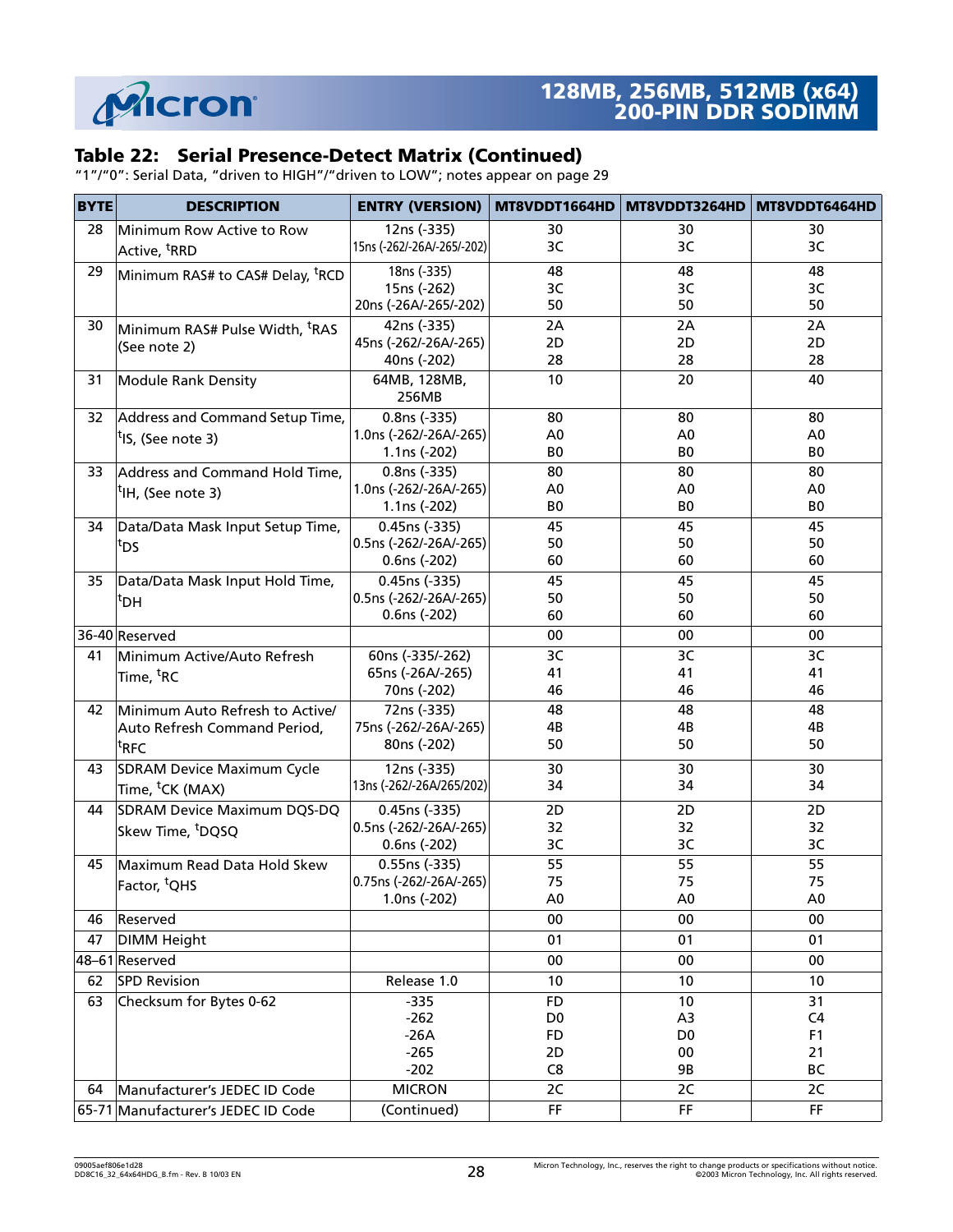## Table 22: Serial Presence-Detect Matrix (Continued)

"1"/"0": Serial Data, "driven to HIGH"/"driven to LOW"; notes appear on page 29

| BYTE | DESCRIPTION | ENTRY (VERSION) | MT8VDDT1664HD | MT8VDDT3264HD | MT8VDDT6464HD |
|---|---|---|---|---|---|
| 28 | Minimum Row Active to Row Active, $^{t}$RRD | 12ns (-335)<br>15ns (-262/-26A/-265/-202) | 30<br>3C | 30<br>3C | 30<br>3C |
| 29 | Minimum RAS# to CAS# Delay, $^{t}$RCD | 18ns (-335)<br>15ns (-262)<br>20ns (-26A/-265/-202) | 48<br>3C<br>50 | 48<br>3C<br>50 | 48<br>3C<br>50 |
| 30 | Minimum RAS# Pulse Width, $^{t}$RAS (See note 2) | 42ns (-335)<br>45ns (-262/-26A/-265)<br>40ns (-202) | 2A<br>2D<br>28 | 2A<br>2D<br>28 | 2A<br>2D<br>28 |
| 31 | Module Rank Density | 64MB, 128MB, 256MB | 10 | 20 | 40 |
| 32 | Address and Command Setup Time, $^{t}$IS, (See note 3) | 0.8ns (-335)<br>1.0ns (-262/-26A/-265)<br>1.1ns (-202) | 80<br>A0<br>B0 | 80<br>A0<br>B0 | 80<br>A0<br>B0 |
| 33 | Address and Command Hold Time, $^{t}$IH, (See note 3) | 0.8ns (-335)<br>1.0ns (-262/-26A/-265)<br>1.1ns (-202) | 80<br>A0<br>B0 | 80<br>A0<br>B0 | 80<br>A0<br>B0 |
| 34 | Data/Data Mask Input Setup Time, $^{t}$DS | 0.45ns (-335)<br>0.5ns (-262/-26A/-265)<br>0.6ns (-202) | 45<br>50<br>60 | 45<br>50<br>60 | 45<br>50<br>60 |
| 35 | Data/Data Mask Input Hold Time, $^{t}$DH | 0.45ns (-335)<br>0.5ns (-262/-26A/-265)<br>0.6ns (-202) | 45<br>50<br>60 | 45<br>50<br>60 | 45<br>50<br>60 |
| 36-40 | Reserved | | 00 | 00 | 00 |
| 41 | Minimum Active/Auto Refresh Time, $^{t}$RC | 60ns (-335/-262)<br>65ns (-26A/-265)<br>70ns (-202) | 3C<br>41<br>46 | 3C<br>41<br>46 | 3C<br>41<br>46 |
| 42 | Minimum Auto Refresh to Active/ Auto Refresh Command Period, $^{t}$RFC | 72ns (-335)<br>75ns (-262/-26A/-265)<br>80ns (-202) | 48<br>4B<br>50 | 48<br>4B<br>50 | 48<br>4B<br>50 |
| 43 | SDRAM Device Maximum Cycle Time, $^{t}$CK (MAX) | 12ns (-335)<br>13ns (-262/-26A/265/202) | 30<br>34 | 30<br>34 | 30<br>34 |
| 44 | SDRAM Device Maximum DQS-DQ Skew Time, $^{t}$DQSQ | 0.45ns (-335)<br>0.5ns (-262/-26A/-265)<br>0.6ns (-202) | 2D<br>32<br>3C | 2D<br>32<br>3C | 2D<br>32<br>3C |
| 45 | Maximum Read Data Hold Skew Factor, $^{t}$QHS | 0.55ns (-335)<br>0.75ns (-262/-26A/-265)<br>1.0ns (-202) | 55<br>75<br>A0 | 55<br>75<br>A0 | 55<br>75<br>A0 |
| 46 | Reserved | | 00 | 00 | 00 |
| 47 | DIMM Height | | 01 | 01 | 01 |
| 48–61 | Reserved | | 00 | 00 | 00 |
| 62 | SPD Revision | Release 1.0 | 10 | 10 | 10 |
| 63 | Checksum for Bytes 0-62 | -335<br>-262<br>-26A<br>-265<br>-202 | FD<br>D0<br>FD<br>2D<br>C8 | 10<br>A3<br>D0<br>00<br>9B | 31<br>C4<br>F1<br>21<br>BC |
| 64 | Manufacturer's JEDEC ID Code | MICRON | 2C | 2C | 2C |
| 65-71 | Manufacturer's JEDEC ID Code | (Continued) | FF | FF | FF |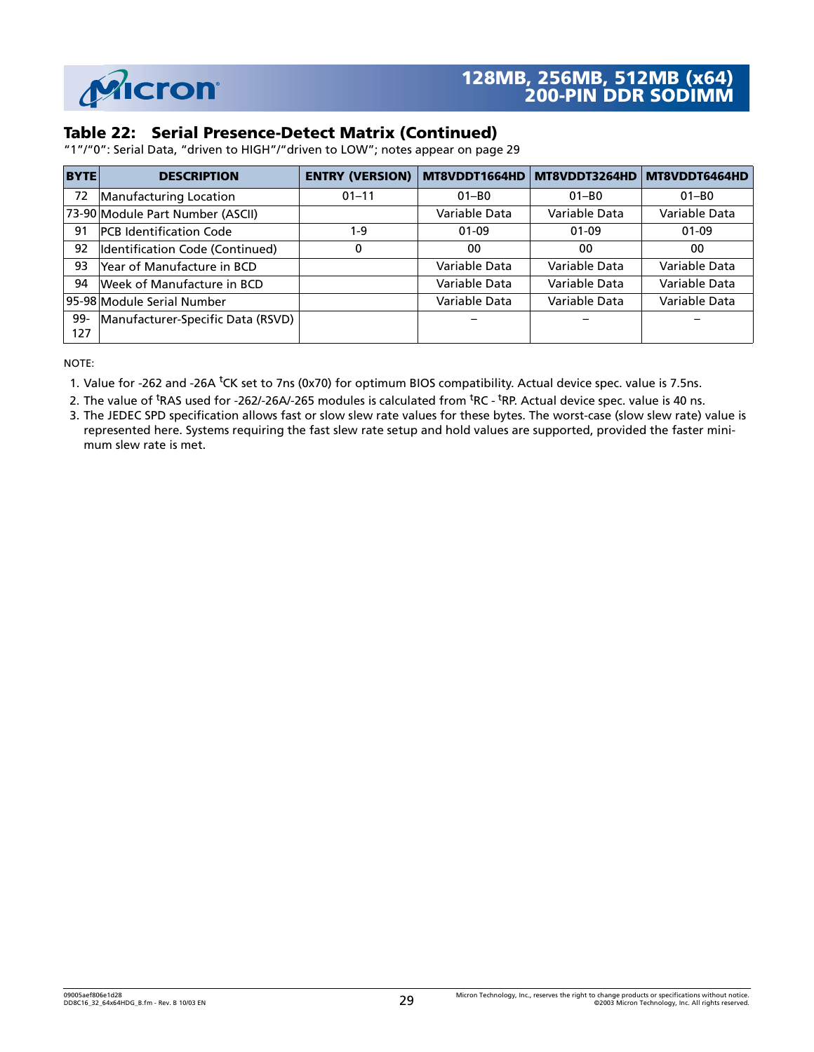## Table 22: Serial Presence-Detect Matrix (Continued)

"1"/"0": Serial Data, "driven to HIGH"/"driven to LOW"; notes appear on page 29

| BYTE | DESCRIPTION | ENTRY (VERSION) | MT8VDDT1664HD | MT8VDDT3264HD | MT8VDDT6464HD |
|---|---|---|---|---|---|
| 72 | Manufacturing Location | 01–11 | 01–B0 | 01–B0 | 01–B0 |
| 73-90 | Module Part Number (ASCII) | | Variable Data | Variable Data | Variable Data |
| 91 | PCB Identification Code | 1-9 | 01-09 | 01-09 | 01-09 |
| 92 | Identification Code (Continued) | 0 | 00 | 00 | 00 |
| 93 | Year of Manufacture in BCD | | Variable Data | Variable Data | Variable Data |
| 94 | Week of Manufacture in BCD | | Variable Data | Variable Data | Variable Data |
| 95-98 | Module Serial Number | | Variable Data | Variable Data | Variable Data |
| 99-127 | Manufacturer-Specific Data (RSVD) | | – | – | – |

NOTE:

1. Value for -262 and -26A $^{t}$CK set to 7ns (0x70) for optimum BIOS compatibility. Actual device spec. value is 7.5ns.
2. The value of $^{t}$RAS used for -262/-26A/-265 modules is calculated from $^{t}$RC - $^{t}$RP. Actual device spec. value is 40 ns.
3. The JEDEC SPD specification allows fast or slow slew rate values for these bytes. The worst-case (slow slew rate) value is represented here. Systems requiring the fast slew rate setup and hold values are supported, provided the faster minimum slew rate is met.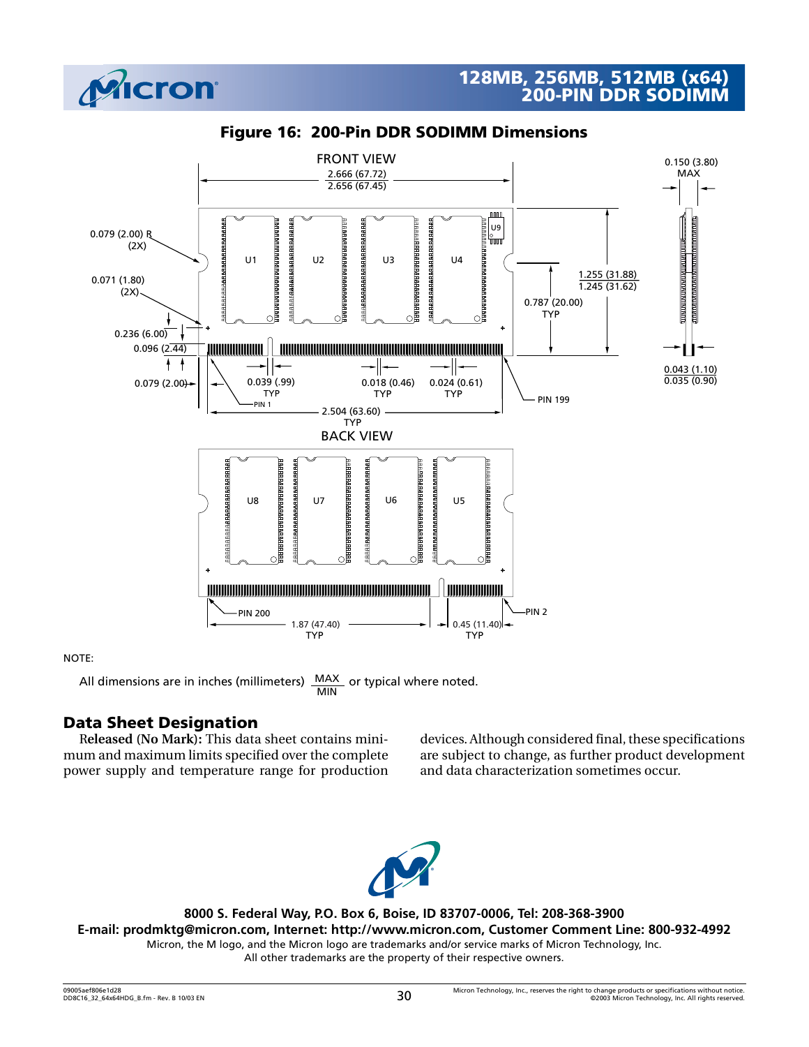## Figure 16: 200-Pin DDR SODIMM Dimensions

FRONT VIEW

2.666 (67.72)
2.656 (67.45)

0.150 (3.80)
MAX

0.079 (2.00) R
(2X)

U1 U2 U3 U4 U9

0.071 (1.80)
(2X)

1.255 (31.88)
1.245 (31.62)

0.787 (20.00)
TYP

0.236 (6.00)

0.096 (2.44)

0.079 (2.00)

0.039 (.99)
TYP

0.018 (0.46)
TYP

0.024 (0.61)
TYP

PIN 1

PIN 199

2.504 (63.60)
TYP

0.043 (1.10)
0.035 (0.90)

BACK VIEW

U8 U7 U6 U5

PIN 200

PIN 2

1.87 (47.40)
TYP

0.45 (11.40)
TYP

NOTE:

All dimensions are in inches (millimeters) $\frac{\text{MAX}}{\text{MIN}}$ or typical where noted.

## Data Sheet Designation

**Released (No Mark):** This data sheet contains minimum and maximum limits specified over the complete power supply and temperature range for production devices. Although considered final, these specifications are subject to change, as further product development and data characterization sometimes occur.

**8000 S. Federal Way, P.O. Box 6, Boise, ID 83707-0006, Tel: 208-368-3900**

**E-mail: prodmktg@micron.com, Internet: http://www.micron.com, Customer Comment Line: 800-932-4992**

Micron, the M logo, and the Micron logo are trademarks and/or service marks of Micron Technology, Inc.

All other trademarks are the property of their respective owners.